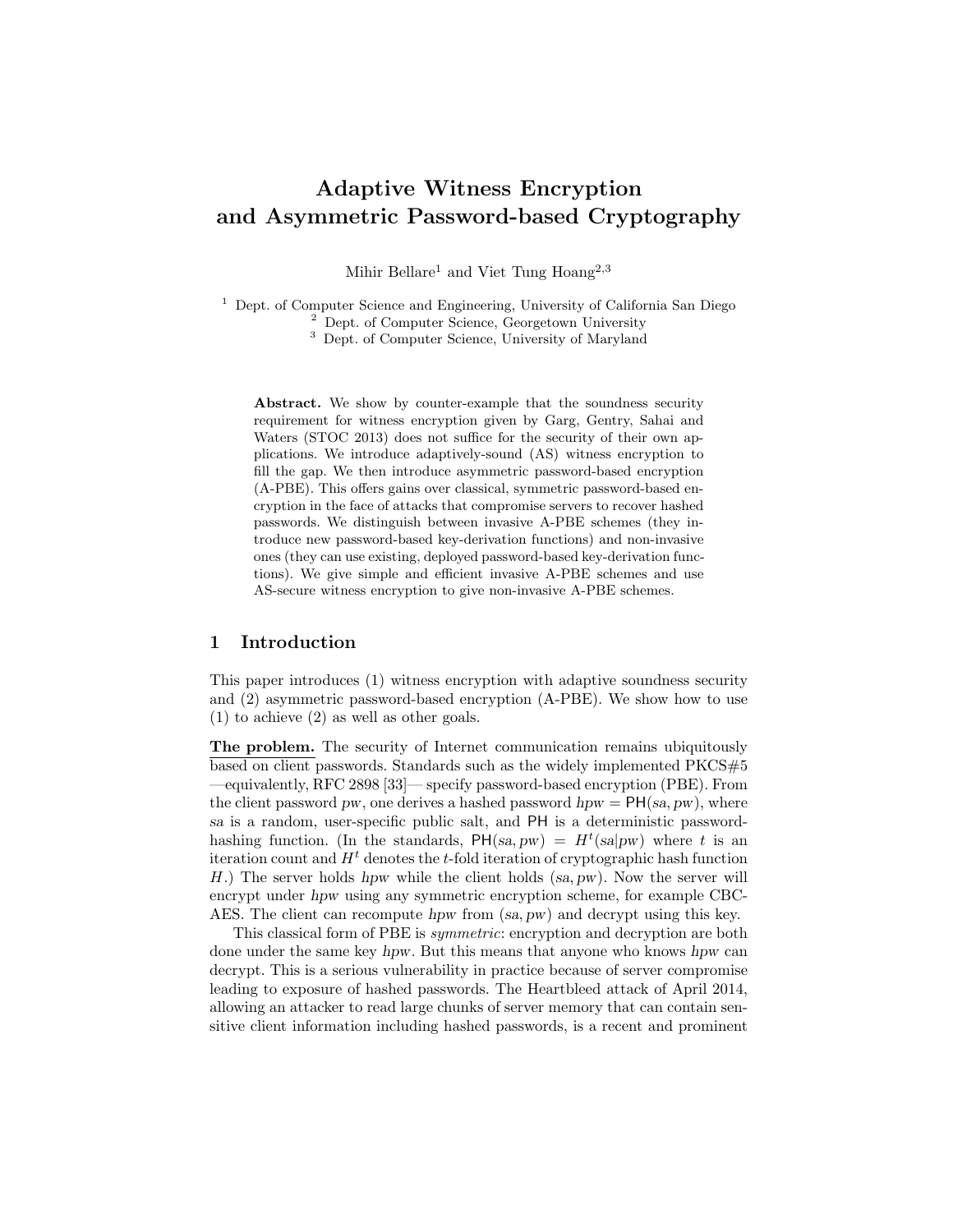# Adaptive Witness Encryption and Asymmetric Password-based Cryptography

Mihir Bellare[1] and Viet Tung Hoang[2,3]

[1] Dept. of Computer Science and Engineering, University of California San Diego
[2] Dept. of Computer Science, Georgetown University
[3] Dept. of Computer Science, University of Maryland

**Abstract.** We show by counter-example that the soundness security requirement for witness encryption given by Garg, Gentry, Sahai and Waters (STOC 2013) does not suffice for the security of their own applications. We introduce adaptively-sound (AS) witness encryption to fill the gap. We then introduce asymmetric password-based encryption (A-PBE). This offers gains over classical, symmetric password-based encryption in the face of attacks that compromise servers to recover hashed passwords. We distinguish between invasive A-PBE schemes (they introduce new password-based key-derivation functions) and non-invasive ones (they can use existing, deployed password-based key-derivation functions). We give simple and efficient invasive A-PBE schemes and use AS-secure witness encryption to give non-invasive A-PBE schemes.

## 1 Introduction

This paper introduces (1) witness encryption with adaptive soundness security and (2) asymmetric password-based encryption (A-PBE). We show how to use (1) to achieve (2) as well as other goals.

**The problem.** The security of Internet communication remains ubiquitously based on client passwords. Standards such as the widely implemented PKCS#5 —equivalently, RFC 2898 [33]— specify password-based encryption (PBE). From the client password $pw$, one derives a hashed password $hpw = \mathsf{PH}(sa, pw)$, where $sa$ is a random, user-specific public salt, and $\mathsf{PH}$ is a deterministic password-hashing function. (In the standards, $\mathsf{PH}(sa, pw) = H^t(sa|pw)$ where $t$ is an iteration count and $H^t$ denotes the $t$-fold iteration of cryptographic hash function $H$.) The server holds $hpw$ while the client holds $(sa, pw)$. Now the server will encrypt under $hpw$ using any symmetric encryption scheme, for example CBC-AES. The client can recompute $hpw$ from $(sa, pw)$ and decrypt using this key.

This classical form of PBE is *symmetric*: encryption and decryption are both done under the same key $hpw$. But this means that anyone who knows $hpw$ can decrypt. This is a serious vulnerability in practice because of server compromise leading to exposure of hashed passwords. The Heartbleed attack of April 2014, allowing an attacker to read large chunks of server memory that can contain sensitive client information including hashed passwords, is a recent and prominent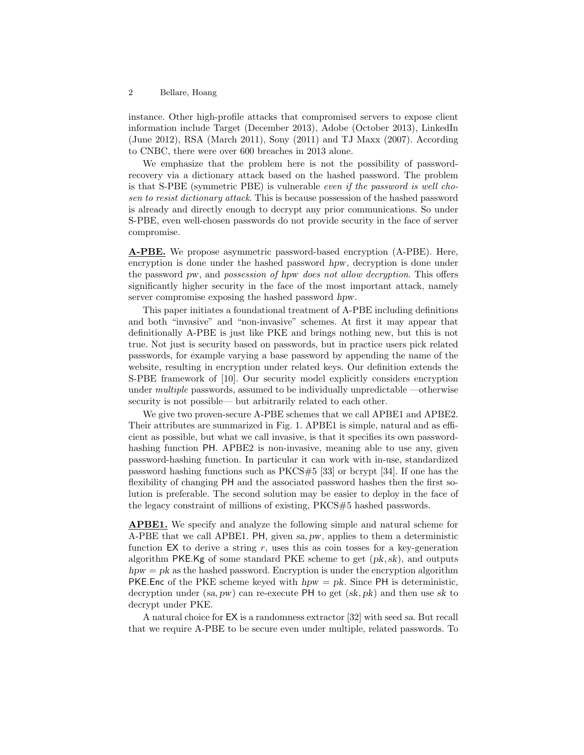instance. Other high-profile attacks that compromised servers to expose client information include Target (December 2013), Adobe (October 2013), LinkedIn (June 2012), RSA (March 2011), Sony (2011) and TJ Maxx (2007). According to CNBC, there were over 600 breaches in 2013 alone.

We emphasize that the problem here is not the possibility of password-recovery via a dictionary attack based on the hashed password. The problem is that S-PBE (symmetric PBE) is vulnerable *even if the password is well chosen to resist dictionary attack*. This is because possession of the hashed password is already and directly enough to decrypt any prior communications. So under S-PBE, even well-chosen passwords do not provide security in the face of server compromise.

**A-PBE.** We propose asymmetric password-based encryption (A-PBE). Here, encryption is done under the hashed password *hpw*, decryption is done under the password *pw*, and *possession of hpw does not allow decryption*. This offers significantly higher security in the face of the most important attack, namely server compromise exposing the hashed password *hpw*.

This paper initiates a foundational treatment of A-PBE including definitions and both "invasive" and "non-invasive" schemes. At first it may appear that definitionally A-PBE is just like PKE and brings nothing new, but this is not true. Not just is security based on passwords, but in practice users pick related passwords, for example varying a base password by appending the name of the website, resulting in encryption under related keys. Our definition extends the S-PBE framework of [10]. Our security model explicitly considers encryption under *multiple* passwords, assumed to be individually unpredictable —otherwise security is not possible— but arbitrarily related to each other.

We give two proven-secure A-PBE schemes that we call APBE1 and APBE2. Their attributes are summarized in Fig. 1. APBE1 is simple, natural and as efficient as possible, but what we call invasive, is that it specifies its own password-hashing function PH. APBE2 is non-invasive, meaning able to use any, given password-hashing function. In particular it can work with in-use, standardized password hashing functions such as PKCS#5 [33] or bcrypt [34]. If one has the flexibility of changing PH and the associated password hashes then the first solution is preferable. The second solution may be easier to deploy in the face of the legacy constraint of millions of existing, PKCS#5 hashed passwords.

**APBE1.** We specify and analyze the following simple and natural scheme for A-PBE that we call APBE1. PH, given $sa, pw$, applies to them a deterministic function EX to derive a string $r$, uses this as coin tosses for a key-generation algorithm PKE.Kg of some standard PKE scheme to get $(pk, sk)$, and outputs $hpw = pk$ as the hashed password. Encryption is under the encryption algorithm PKE.Enc of the PKE scheme keyed with $hpw = pk$. Since PH is deterministic, decryption under $(sa, pw)$ can re-execute PH to get $(sk, pk)$ and then use $sk$ to decrypt under PKE.

A natural choice for EX is a randomness extractor [32] with seed $sa$. But recall that we require A-PBE to be secure even under multiple, related passwords. To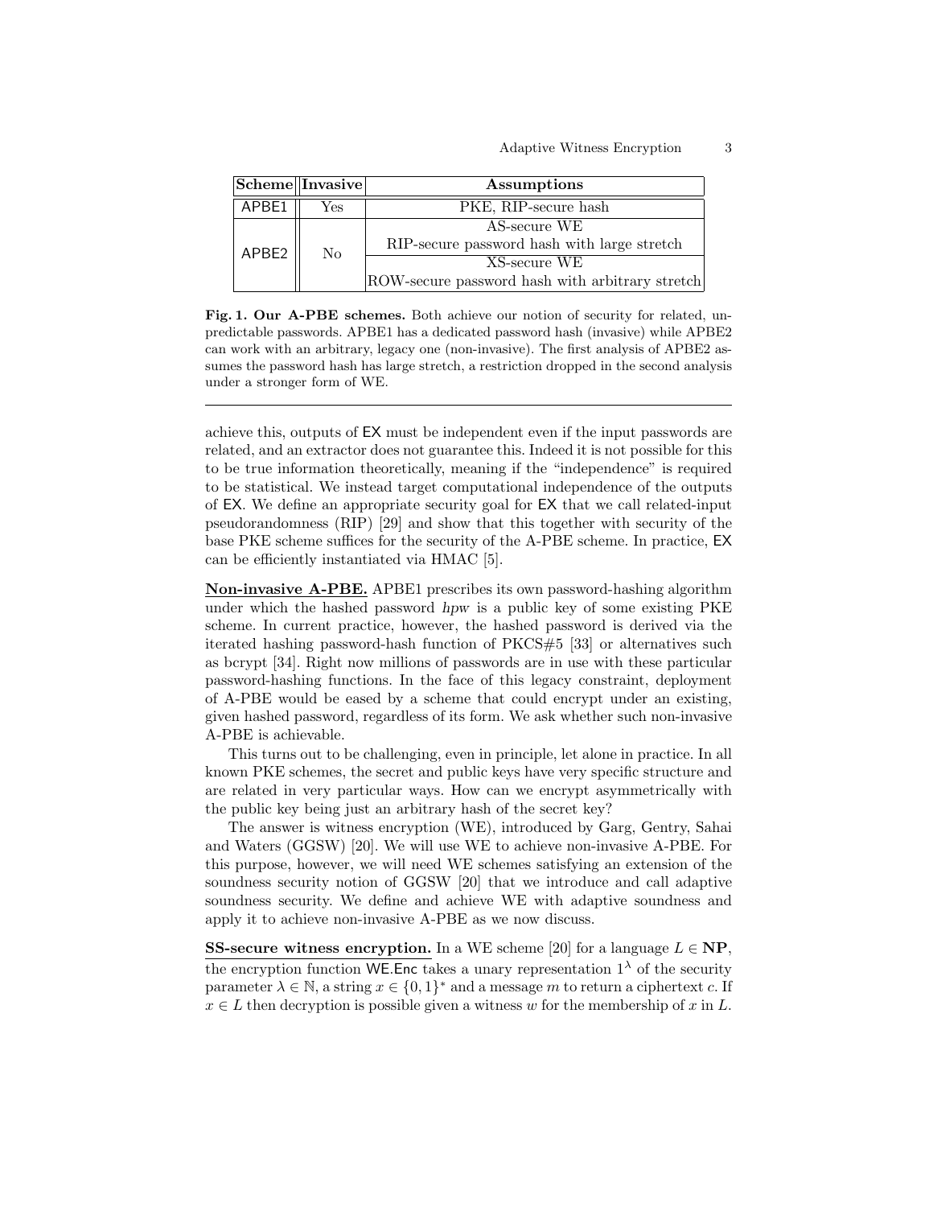| Scheme | Invasive | Assumptions |
| --- | --- | --- |
| APBE1 | Yes | PKE, RIP-secure hash |
| APBE2 | No | AS-secure WE<br>RIP-secure password hash with large stretch |
| | | XS-secure WE<br>ROW-secure password hash with arbitrary stretch |

**Fig. 1. Our A-PBE schemes.** Both achieve our notion of security for related, unpredictable passwords. APBE1 has a dedicated password hash (invasive) while APBE2 can work with an arbitrary, legacy one (non-invasive). The first analysis of APBE2 assumes the password hash has large stretch, a restriction dropped in the second analysis under a stronger form of WE.

---

achieve this, outputs of $\mathsf{EX}$ must be independent even if the input passwords are related, and an extractor does not guarantee this. Indeed it is not possible for this to be true information theoretically, meaning if the "independence" is required to be statistical. We instead target computational independence of the outputs of $\mathsf{EX}$. We define an appropriate security goal for $\mathsf{EX}$ that we call related-input pseudorandomness (RIP) [29] and show that this together with security of the base PKE scheme suffices for the security of the A-PBE scheme. In practice, $\mathsf{EX}$ can be efficiently instantiated via HMAC [5].

**Non-invasive A-PBE.** APBE1 prescribes its own password-hashing algorithm under which the hashed password *hpw* is a public key of some existing PKE scheme. In current practice, however, the hashed password is derived via the iterated hashing password-hash function of PKCS#5 [33] or alternatives such as bcrypt [34]. Right now millions of passwords are in use with these particular password-hashing functions. In the face of this legacy constraint, deployment of A-PBE would be eased by a scheme that could encrypt under an existing, given hashed password, regardless of its form. We ask whether such non-invasive A-PBE is achievable.

This turns out to be challenging, even in principle, let alone in practice. In all known PKE schemes, the secret and public keys have very specific structure and are related in very particular ways. How can we encrypt asymmetrically with the public key being just an arbitrary hash of the secret key?

The answer is witness encryption (WE), introduced by Garg, Gentry, Sahai and Waters (GGSW) [20]. We will use WE to achieve non-invasive A-PBE. For this purpose, however, we will need WE schemes satisfying an extension of the soundness security notion of GGSW [20] that we introduce and call adaptive soundness security. We define and achieve WE with adaptive soundness and apply it to achieve non-invasive A-PBE as we now discuss.

**SS-secure witness encryption.** In a WE scheme [20] for a language $L \in \mathbf{NP}$, the encryption function $\mathsf{WE.Enc}$ takes a unary representation $1^\lambda$ of the security parameter $\lambda \in \mathbb{N}$, a string $x \in \{0,1\}^*$ and a message $m$ to return a ciphertext $c$. If $x \in L$ then decryption is possible given a witness $w$ for the membership of $x$ in $L$.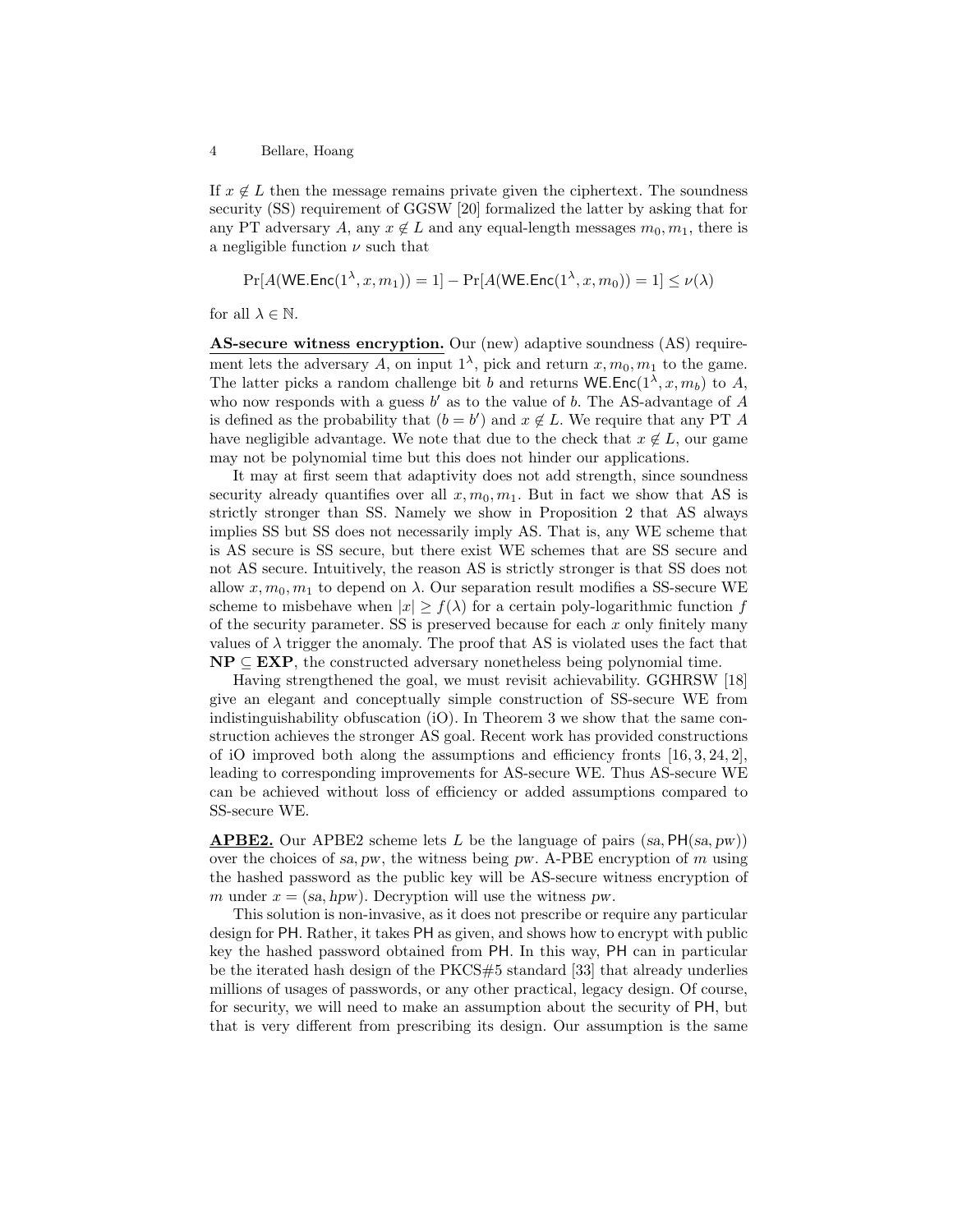If $x \notin L$ then the message remains private given the ciphertext. The soundness security (SS) requirement of GGSW [20] formalized the latter by asking that for any PT adversary $A$, any $x \notin L$ and any equal-length messages $m_0, m_1$, there is a negligible function $\nu$ such that

$$\Pr[A(\mathsf{WE.Enc}(1^\lambda, x, m_1)) = 1] - \Pr[A(\mathsf{WE.Enc}(1^\lambda, x, m_0)) = 1] \leq \nu(\lambda)$$

for all $\lambda \in \mathbb{N}$.

**AS-secure witness encryption.** Our (new) adaptive soundness (AS) requirement lets the adversary $A$, on input $1^\lambda$, pick and return $x, m_0, m_1$ to the game. The latter picks a random challenge bit $b$ and returns $\mathsf{WE.Enc}(1^\lambda, x, m_b)$ to $A$, who now responds with a guess $b'$ as to the value of $b$. The AS-advantage of $A$ is defined as the probability that $(b = b')$ and $x \notin L$. We require that any PT $A$ have negligible advantage. We note that due to the check that $x \notin L$, our game may not be polynomial time but this does not hinder our applications.

It may at first seem that adaptivity does not add strength, since soundness security already quantifies over all $x, m_0, m_1$. But in fact we show that AS is strictly stronger than SS. Namely we show in Proposition 2 that AS always implies SS but SS does not necessarily imply AS. That is, any WE scheme that is AS secure is SS secure, but there exist WE schemes that are SS secure and not AS secure. Intuitively, the reason AS is strictly stronger is that SS does not allow $x, m_0, m_1$ to depend on $\lambda$. Our separation result modifies a SS-secure WE scheme to misbehave when $|x| \geq f(\lambda)$ for a certain poly-logarithmic function $f$ of the security parameter. SS is preserved because for each $x$ only finitely many values of $\lambda$ trigger the anomaly. The proof that AS is violated uses the fact that $\mathbf{NP} \subseteq \mathbf{EXP}$, the constructed adversary nonetheless being polynomial time.

Having strengthened the goal, we must revisit achievability. GGHRSW [18] give an elegant and conceptually simple construction of SS-secure WE from indistinguishability obfuscation (iO). In Theorem 3 we show that the same construction achieves the stronger AS goal. Recent work has provided constructions of iO improved both along the assumptions and efficiency fronts [16, 3, 24, 2], leading to corresponding improvements for AS-secure WE. Thus AS-secure WE can be achieved without loss of efficiency or added assumptions compared to SS-secure WE.

**APBE2.** Our APBE2 scheme lets $L$ be the language of pairs $(sa, \mathsf{PH}(sa, pw))$ over the choices of $sa, pw$, the witness being $pw$. A-PBE encryption of $m$ using the hashed password as the public key will be AS-secure witness encryption of $m$ under $x = (sa, hpw)$. Decryption will use the witness $pw$.

This solution is non-invasive, as it does not prescribe or require any particular design for $\mathsf{PH}$. Rather, it takes $\mathsf{PH}$ as given, and shows how to encrypt with public key the hashed password obtained from $\mathsf{PH}$. In this way, $\mathsf{PH}$ can in particular be the iterated hash design of the PKCS#5 standard [33] that already underlies millions of usages of passwords, or any other practical, legacy design. Of course, for security, we will need to make an assumption about the security of $\mathsf{PH}$, but that is very different from prescribing its design. Our assumption is the same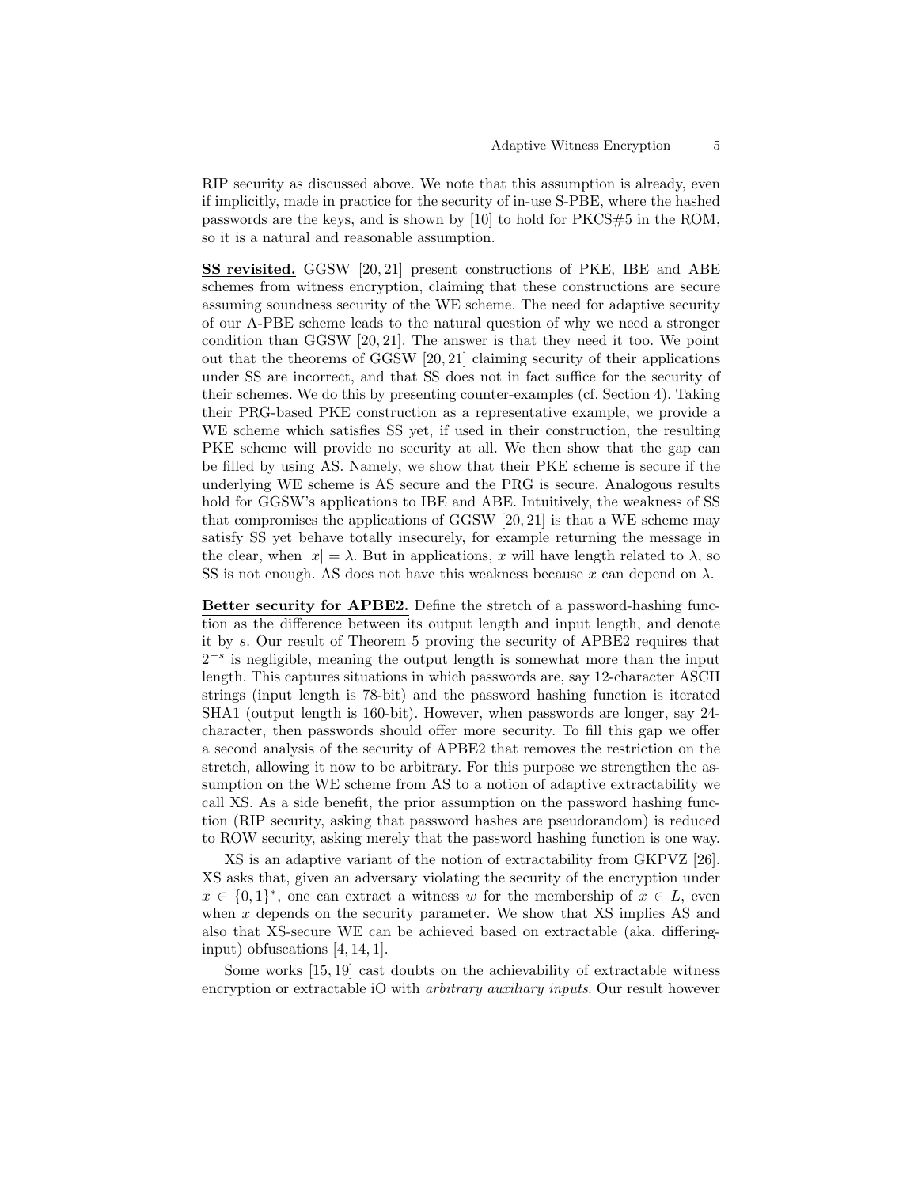RIP security as discussed above. We note that this assumption is already, even if implicitly, made in practice for the security of in-use S-PBE, where the hashed passwords are the keys, and is shown by [10] to hold for PKCS#5 in the ROM, so it is a natural and reasonable assumption.

**SS revisited.** GGSW [20, 21] present constructions of PKE, IBE and ABE schemes from witness encryption, claiming that these constructions are secure assuming soundness security of the WE scheme. The need for adaptive security of our A-PBE scheme leads to the natural question of why we need a stronger condition than GGSW [20, 21]. The answer is that they need it too. We point out that the theorems of GGSW [20, 21] claiming security of their applications under SS are incorrect, and that SS does not in fact suffice for the security of their schemes. We do this by presenting counter-examples (cf. Section 4). Taking their PRG-based PKE construction as a representative example, we provide a WE scheme which satisfies SS yet, if used in their construction, the resulting PKE scheme will provide no security at all. We then show that the gap can be filled by using AS. Namely, we show that their PKE scheme is secure if the underlying WE scheme is AS secure and the PRG is secure. Analogous results hold for GGSW's applications to IBE and ABE. Intuitively, the weakness of SS that compromises the applications of GGSW [20, 21] is that a WE scheme may satisfy SS yet behave totally insecurely, for example returning the message in the clear, when $|x| = \lambda$. But in applications, $x$ will have length related to $\lambda$, so SS is not enough. AS does not have this weakness because $x$ can depend on $\lambda$.

**Better security for APBE2.** Define the stretch of a password-hashing function as the difference between its output length and input length, and denote it by $s$. Our result of Theorem 5 proving the security of APBE2 requires that $2^{-s}$ is negligible, meaning the output length is somewhat more than the input length. This captures situations in which passwords are, say 12-character ASCII strings (input length is 78-bit) and the password hashing function is iterated SHA1 (output length is 160-bit). However, when passwords are longer, say 24-character, then passwords should offer more security. To fill this gap we offer a second analysis of the security of APBE2 that removes the restriction on the stretch, allowing it now to be arbitrary. For this purpose we strengthen the assumption on the WE scheme from AS to a notion of adaptive extractability we call XS. As a side benefit, the prior assumption on the password hashing function (RIP security, asking that password hashes are pseudorandom) is reduced to ROW security, asking merely that the password hashing function is one way.

XS is an adaptive variant of the notion of extractability from GKPVZ [26]. XS asks that, given an adversary violating the security of the encryption under $x \in \{0,1\}^*$, one can extract a witness $w$ for the membership of $x \in L$, even when $x$ depends on the security parameter. We show that XS implies AS and also that XS-secure WE can be achieved based on extractable (aka. differing-input) obfuscations [4, 14, 1].

Some works [15, 19] cast doubts on the achievability of extractable witness encryption or extractable iO with *arbitrary auxiliary inputs*. Our result however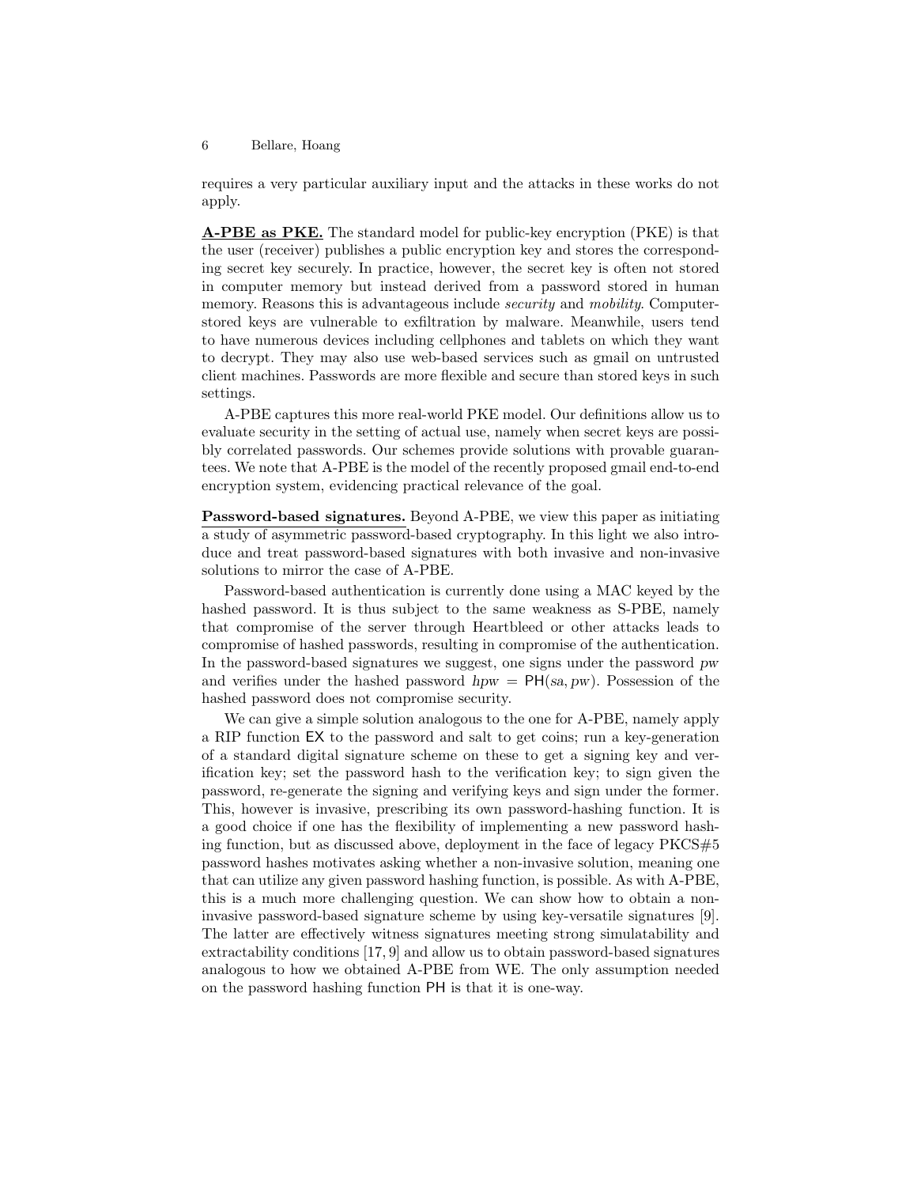requires a very particular auxiliary input and the attacks in these works do not apply.

**A-PBE as PKE.** The standard model for public-key encryption (PKE) is that the user (receiver) publishes a public encryption key and stores the corresponding secret key securely. In practice, however, the secret key is often not stored in computer memory but instead derived from a password stored in human memory. Reasons this is advantageous include *security* and *mobility*. Computer-stored keys are vulnerable to exfiltration by malware. Meanwhile, users tend to have numerous devices including cellphones and tablets on which they want to decrypt. They may also use web-based services such as gmail on untrusted client machines. Passwords are more flexible and secure than stored keys in such settings.

A-PBE captures this more real-world PKE model. Our definitions allow us to evaluate security in the setting of actual use, namely when secret keys are possibly correlated passwords. Our schemes provide solutions with provable guarantees. We note that A-PBE is the model of the recently proposed gmail end-to-end encryption system, evidencing practical relevance of the goal.

**Password-based signatures.** Beyond A-PBE, we view this paper as initiating a study of asymmetric password-based cryptography. In this light we also introduce and treat password-based signatures with both invasive and non-invasive solutions to mirror the case of A-PBE.

Password-based authentication is currently done using a MAC keyed by the hashed password. It is thus subject to the same weakness as S-PBE, namely that compromise of the server through Heartbleed or other attacks leads to compromise of hashed passwords, resulting in compromise of the authentication. In the password-based signatures we suggest, one signs under the password $pw$ and verifies under the hashed password $hpw = \mathsf{PH}(sa, pw)$. Possession of the hashed password does not compromise security.

We can give a simple solution analogous to the one for A-PBE, namely apply a RIP function $\mathsf{EX}$ to the password and salt to get coins; run a key-generation of a standard digital signature scheme on these to get a signing key and verification key; set the password hash to the verification key; to sign given the password, re-generate the signing and verifying keys and sign under the former. This, however is invasive, prescribing its own password-hashing function. It is a good choice if one has the flexibility of implementing a new password hashing function, but as discussed above, deployment in the face of legacy PKCS#5 password hashes motivates asking whether a non-invasive solution, meaning one that can utilize any given password hashing function, is possible. As with A-PBE, this is a much more challenging question. We can show how to obtain a non-invasive password-based signature scheme by using key-versatile signatures [9]. The latter are effectively witness signatures meeting strong simulatability and extractability conditions [17, 9] and allow us to obtain password-based signatures analogous to how we obtained A-PBE from WE. The only assumption needed on the password hashing function $\mathsf{PH}$ is that it is one-way.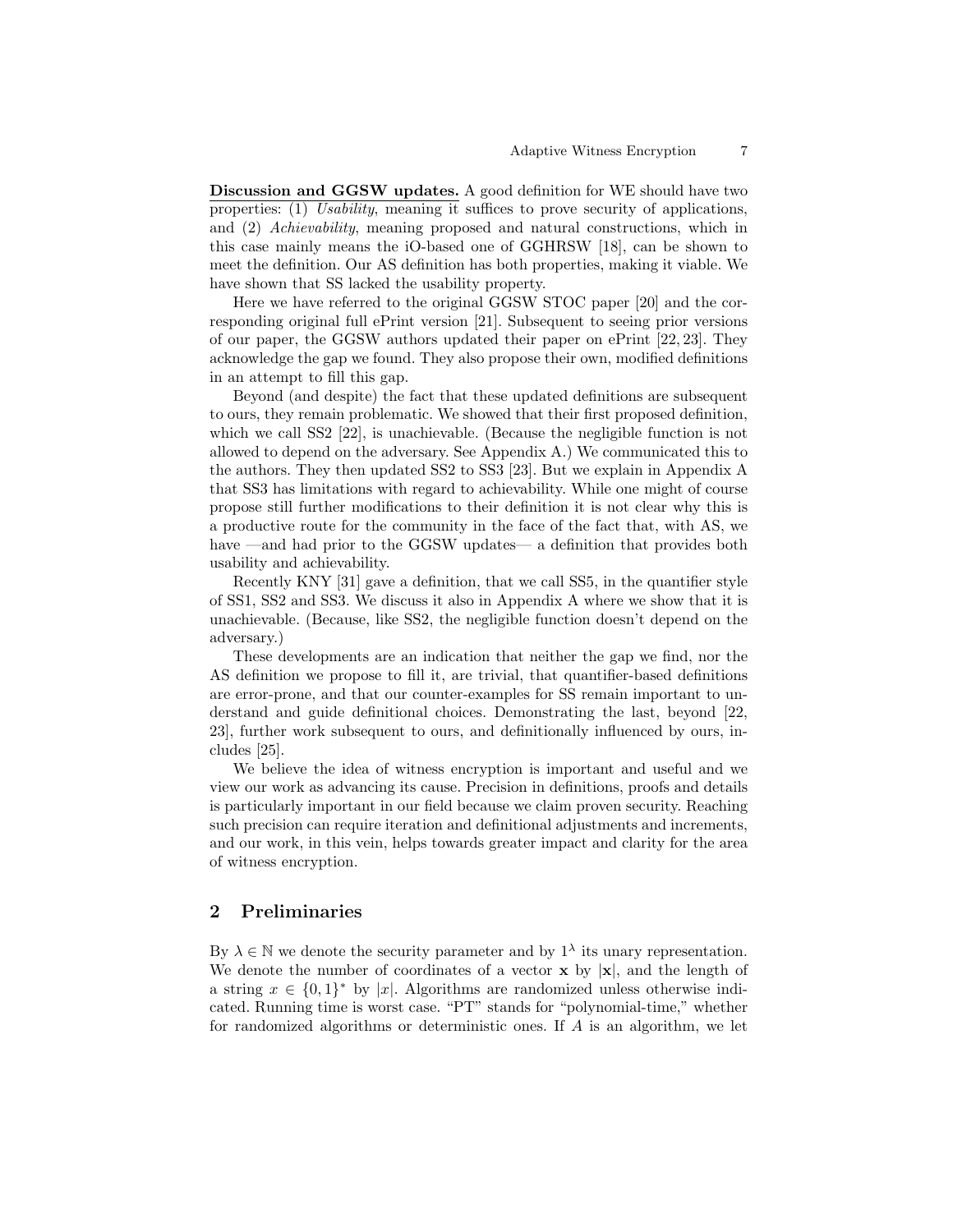**Discussion and GGSW updates.** A good definition for WE should have two properties: (1) *Usability*, meaning it suffices to prove security of applications, and (2) *Achievability*, meaning proposed and natural constructions, which in this case mainly means the iO-based one of GGHRSW [18], can be shown to meet the definition. Our AS definition has both properties, making it viable. We have shown that SS lacked the usability property.

Here we have referred to the original GGSW STOC paper [20] and the corresponding original full ePrint version [21]. Subsequent to seeing prior versions of our paper, the GGSW authors updated their paper on ePrint [22, 23]. They acknowledge the gap we found. They also propose their own, modified definitions in an attempt to fill this gap.

Beyond (and despite) the fact that these updated definitions are subsequent to ours, they remain problematic. We showed that their first proposed definition, which we call SS2 [22], is unachievable. (Because the negligible function is not allowed to depend on the adversary. See Appendix A.) We communicated this to the authors. They then updated SS2 to SS3 [23]. But we explain in Appendix A that SS3 has limitations with regard to achievability. While one might of course propose still further modifications to their definition it is not clear why this is a productive route for the community in the face of the fact that, with AS, we have —and had prior to the GGSW updates— a definition that provides both usability and achievability.

Recently KNY [31] gave a definition, that we call SS5, in the quantifier style of SS1, SS2 and SS3. We discuss it also in Appendix A where we show that it is unachievable. (Because, like SS2, the negligible function doesn't depend on the adversary.)

These developments are an indication that neither the gap we find, nor the AS definition we propose to fill it, are trivial, that quantifier-based definitions are error-prone, and that our counter-examples for SS remain important to understand and guide definitional choices. Demonstrating the last, beyond [22, 23], further work subsequent to ours, and definitionally influenced by ours, includes [25].

We believe the idea of witness encryption is important and useful and we view our work as advancing its cause. Precision in definitions, proofs and details is particularly important in our field because we claim proven security. Reaching such precision can require iteration and definitional adjustments and increments, and our work, in this vein, helps towards greater impact and clarity for the area of witness encryption.

## 2 Preliminaries

By $\lambda \in \mathbb{N}$ we denote the security parameter and by $1^\lambda$ its unary representation. We denote the number of coordinates of a vector $\mathbf{x}$ by $|\mathbf{x}|$, and the length of a string $x \in \{0,1\}^*$ by $|x|$. Algorithms are randomized unless otherwise indicated. Running time is worst case. "PT" stands for "polynomial-time," whether for randomized algorithms or deterministic ones. If $A$ is an algorithm, we let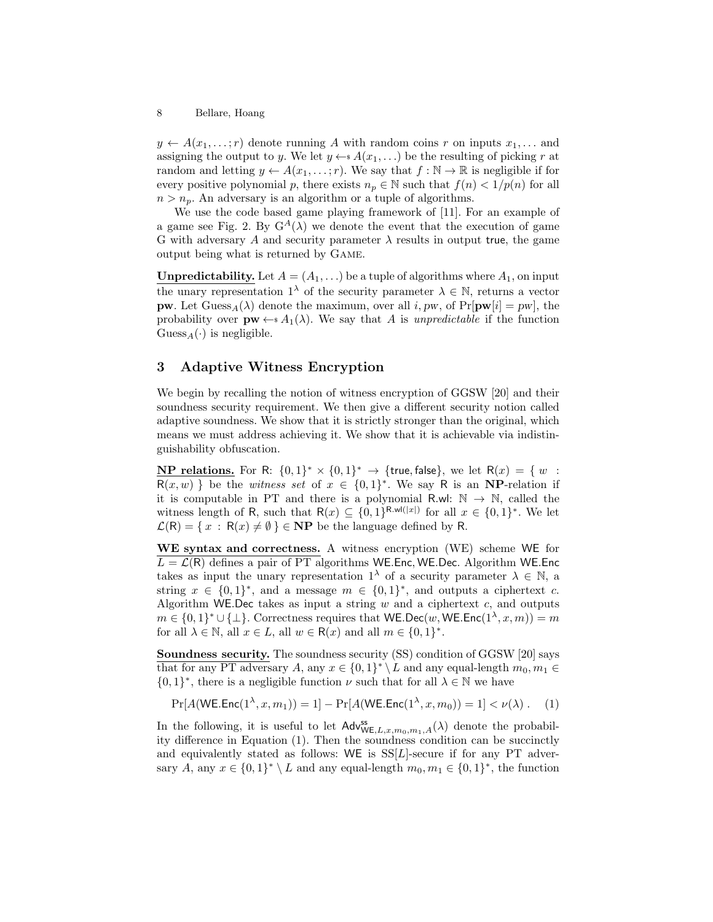$y \leftarrow A(x_1, \ldots; r)$ denote running $A$ with random coins $r$ on inputs $x_1, \ldots$ and assigning the output to $y$. We let $y \leftarrow\!\!\$\; A(x_1, \ldots)$ be the resulting of picking $r$ at random and letting $y \leftarrow A(x_1, \ldots; r)$. We say that $f : \mathbb{N} \to \mathbb{R}$ is negligible if for every positive polynomial $p$, there exists $n_p \in \mathbb{N}$ such that $f(n) < 1/p(n)$ for all $n > n_p$. An adversary is an algorithm or a tuple of algorithms.

We use the code based game playing framework of [11]. For an example of a game see Fig. 2. By $\mathrm{G}^A(\lambda)$ we denote the event that the execution of game G with adversary $A$ and security parameter $\lambda$ results in output $\mathsf{true}$, the game output being what is returned by GAME.

**Unpredictability.** Let $A = (A_1, \ldots)$ be a tuple of algorithms where $A_1$, on input the unary representation $1^\lambda$ of the security parameter $\lambda \in \mathbb{N}$, returns a vector $\mathbf{pw}$. Let $\mathrm{Guess}_A(\lambda)$ denote the maximum, over all $i, pw$, of $\Pr[\mathbf{pw}[i] = pw]$, the probability over $\mathbf{pw} \leftarrow\!\!\$\; A_1(\lambda)$. We say that $A$ is *unpredictable* if the function $\mathrm{Guess}_A(\cdot)$ is negligible.

## 3 Adaptive Witness Encryption

We begin by recalling the notion of witness encryption of GGSW [20] and their soundness security requirement. We then give a different security notion called adaptive soundness. We show that it is strictly stronger than the original, which means we must address achieving it. We show that it is achievable via indistinguishability obfuscation.

**NP relations.** For $\mathsf{R}$: $\{0,1\}^* \times \{0,1\}^* \to \{\mathsf{true}, \mathsf{false}\}$, we let $\mathsf{R}(x) = \{\, w \,:\, \mathsf{R}(x, w) \,\}$ be the *witness set* of $x \in \{0,1\}^*$. We say $\mathsf{R}$ is an $\mathbf{NP}$-relation if it is computable in PT and there is a polynomial $\mathsf{R.wl}$: $\mathbb{N} \to \mathbb{N}$, called the witness length of $\mathsf{R}$, such that $\mathsf{R}(x) \subseteq \{0,1\}^{\mathsf{R.wl}(|x|)}$ for all $x \in \{0,1\}^*$. We let $\mathcal{L}(\mathsf{R}) = \{\, x \,:\, \mathsf{R}(x) \neq \emptyset \,\} \in \mathbf{NP}$ be the language defined by $\mathsf{R}$.

**WE syntax and correctness.** A witness encryption (WE) scheme $\mathsf{WE}$ for $L = \mathcal{L}(\mathsf{R})$ defines a pair of PT algorithms $\mathsf{WE.Enc}, \mathsf{WE.Dec}$. Algorithm $\mathsf{WE.Enc}$ takes as input the unary representation $1^\lambda$ of a security parameter $\lambda \in \mathbb{N}$, a string $x \in \{0,1\}^*$, and a message $m \in \{0,1\}^*$, and outputs a ciphertext $c$. Algorithm $\mathsf{WE.Dec}$ takes as input a string $w$ and a ciphertext $c$, and outputs $m \in \{0,1\}^* \cup \{\bot\}$. Correctness requires that $\mathsf{WE.Dec}(w, \mathsf{WE.Enc}(1^\lambda, x, m)) = m$ for all $\lambda \in \mathbb{N}$, all $x \in L$, all $w \in \mathsf{R}(x)$ and all $m \in \{0,1\}^*$.

**Soundness security.** The soundness security (SS) condition of GGSW [20] says that for any PT adversary $A$, any $x \in \{0,1\}^* \setminus L$ and any equal-length $m_0, m_1 \in \{0,1\}^*$, there is a negligible function $\nu$ such that for all $\lambda \in \mathbb{N}$ we have

$$\Pr[A(\mathsf{WE.Enc}(1^\lambda, x, m_1)) = 1] - \Pr[A(\mathsf{WE.Enc}(1^\lambda, x, m_0)) = 1] < \nu(\lambda)\,. \quad (1)$$

In the following, it is useful to let $\mathsf{Adv}^{\mathsf{ss}}_{\mathsf{WE},L,x,m_0,m_1,A}(\lambda)$ denote the probability difference in Equation (1). Then the soundness condition can be succinctly and equivalently stated as follows: $\mathsf{WE}$ is $\mathrm{SS}[L]$-secure if for any PT adversary $A$, any $x \in \{0,1\}^* \setminus L$ and any equal-length $m_0, m_1 \in \{0,1\}^*$, the function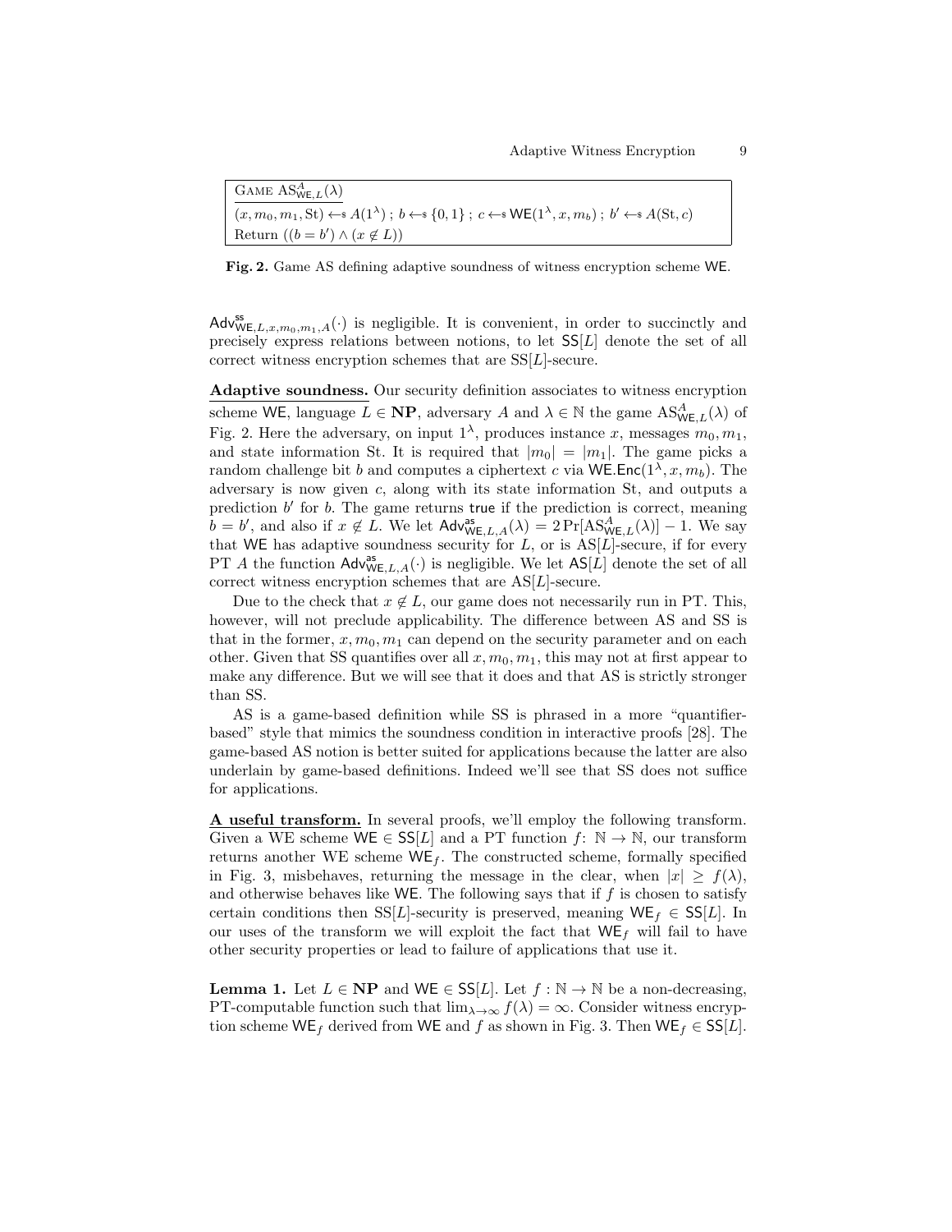| $\underline{\text{GAME } \mathrm{AS}^{A}_{\mathsf{WE},L}(\lambda)}$ |
|---|
| $(x, m_0, m_1, \mathrm{St}) \leftarrow\!\!\$\; A(1^\lambda)\,;\; b \leftarrow\!\!\$\; \{0,1\}\,;\; c \leftarrow\!\!\$\; \mathsf{WE}(1^\lambda, x, m_b)\,;\; b' \leftarrow\!\!\$\; A(\mathrm{St}, c)$ |
| Return $((b = b') \wedge (x \notin L))$ |

**Fig. 2.** Game AS defining adaptive soundness of witness encryption scheme $\mathsf{WE}$.

$\mathsf{Adv}^{\mathsf{ss}}_{\mathsf{WE},L,x,m_0,m_1,A}(\cdot)$ is negligible. It is convenient, in order to succinctly and precisely express relations between notions, to let $\mathsf{SS}[L]$ denote the set of all correct witness encryption schemes that are $\mathrm{SS}[L]$-secure.

**Adaptive soundness.** Our security definition associates to witness encryption scheme $\mathsf{WE}$, language $L \in \mathbf{NP}$, adversary $A$ and $\lambda \in \mathbb{N}$ the game $\mathrm{AS}^{A}_{\mathsf{WE},L}(\lambda)$ of Fig. 2. Here the adversary, on input $1^\lambda$, produces instance $x$, messages $m_0, m_1$, and state information St. It is required that $|m_0| = |m_1|$. The game picks a random challenge bit $b$ and computes a ciphertext $c$ via $\mathsf{WE.Enc}(1^\lambda, x, m_b)$. The adversary is now given $c$, along with its state information St, and outputs a prediction $b'$ for $b$. The game returns true if the prediction is correct, meaning $b = b'$, and also if $x \notin L$. We let $\mathsf{Adv}^{\mathsf{as}}_{\mathsf{WE},L,A}(\lambda) = 2\Pr[\mathrm{AS}^{A}_{\mathsf{WE},L}(\lambda)] - 1$. We say that $\mathsf{WE}$ has adaptive soundness security for $L$, or is $\mathrm{AS}[L]$-secure, if for every PT $A$ the function $\mathsf{Adv}^{\mathsf{as}}_{\mathsf{WE},L,A}(\cdot)$ is negligible. We let $\mathsf{AS}[L]$ denote the set of all correct witness encryption schemes that are $\mathrm{AS}[L]$-secure.

Due to the check that $x \notin L$, our game does not necessarily run in PT. This, however, will not preclude applicability. The difference between AS and SS is that in the former, $x, m_0, m_1$ can depend on the security parameter and on each other. Given that SS quantifies over all $x, m_0, m_1$, this may not at first appear to make any difference. But we will see that it does and that AS is strictly stronger than SS.

AS is a game-based definition while SS is phrased in a more "quantifier-based" style that mimics the soundness condition in interactive proofs [28]. The game-based AS notion is better suited for applications because the latter are also underlain by game-based definitions. Indeed we'll see that SS does not suffice for applications.

**A useful transform.** In several proofs, we'll employ the following transform. Given a WE scheme $\mathsf{WE} \in \mathsf{SS}[L]$ and a PT function $f\colon \mathbb{N} \to \mathbb{N}$, our transform returns another WE scheme $\mathsf{WE}_f$. The constructed scheme, formally specified in Fig. 3, misbehaves, returning the message in the clear, when $|x| \geq f(\lambda)$, and otherwise behaves like $\mathsf{WE}$. The following says that if $f$ is chosen to satisfy certain conditions then $\mathrm{SS}[L]$-security is preserved, meaning $\mathsf{WE}_f \in \mathsf{SS}[L]$. In our uses of the transform we will exploit the fact that $\mathsf{WE}_f$ will fail to have other security properties or lead to failure of applications that use it.

**Lemma 1.** *Let $L \in \mathbf{NP}$ and $\mathsf{WE} \in \mathsf{SS}[L]$. Let $f : \mathbb{N} \to \mathbb{N}$ be a non-decreasing, PT-computable function such that $\lim_{\lambda\to\infty} f(\lambda) = \infty$. Consider witness encryption scheme $\mathsf{WE}_f$ derived from $\mathsf{WE}$ and $f$ as shown in Fig. 3. Then $\mathsf{WE}_f \in \mathsf{SS}[L]$.*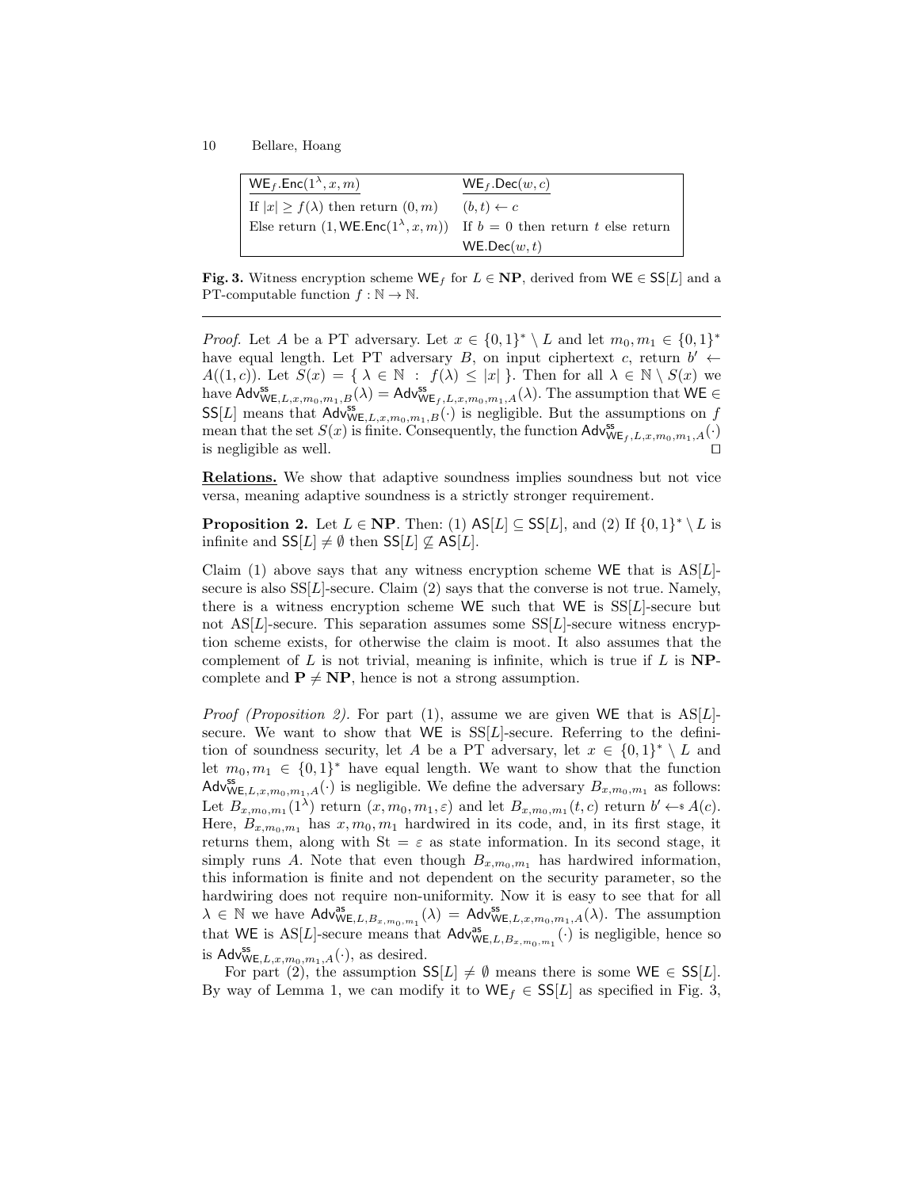| $\mathsf{WE}_f.\mathsf{Enc}(1^\lambda, x, m)$ | $\mathsf{WE}_f.\mathsf{Dec}(w, c)$ |
|---|---|
| If $\lvert x\rvert \geq f(\lambda)$ then return $(0, m)$ | $(b, t) \leftarrow c$ |
| Else return $(1, \mathsf{WE}.\mathsf{Enc}(1^\lambda, x, m))$ | If $b = 0$ then return $t$ else return $\mathsf{WE}.\mathsf{Dec}(w, t)$ |

**Fig. 3.** Witness encryption scheme $\mathsf{WE}_f$ for $L \in \mathbf{NP}$, derived from $\mathsf{WE} \in \mathsf{SS}[L]$ and a PT-computable function $f : \mathbb{N} \to \mathbb{N}$.

---

*Proof.* Let $A$ be a PT adversary. Let $x \in \{0,1\}^* \setminus L$ and let $m_0, m_1 \in \{0,1\}^*$ have equal length. Let PT adversary $B$, on input ciphertext $c$, return $b' \leftarrow A((1, c))$. Let $S(x) = \{ \lambda \in \mathbb{N} \ : \ f(\lambda) \leq \lvert x\rvert \}$. Then for all $\lambda \in \mathbb{N} \setminus S(x)$ we have $\mathsf{Adv}^{\mathsf{ss}}_{\mathsf{WE},L,x,m_0,m_1,B}(\lambda) = \mathsf{Adv}^{\mathsf{ss}}_{\mathsf{WE}_f,L,x,m_0,m_1,A}(\lambda)$. The assumption that $\mathsf{WE} \in \mathsf{SS}[L]$ means that $\mathsf{Adv}^{\mathsf{ss}}_{\mathsf{WE},L,x,m_0,m_1,B}(\cdot)$ is negligible. But the assumptions on $f$ mean that the set $S(x)$ is finite. Consequently, the function $\mathsf{Adv}^{\mathsf{ss}}_{\mathsf{WE}_f,L,x,m_0,m_1,A}(\cdot)$ is negligible as well. $\square$

**Relations.** We show that adaptive soundness implies soundness but not vice versa, meaning adaptive soundness is a strictly stronger requirement.

**Proposition 2.** Let $L \in \mathbf{NP}$. Then: (1) $\mathsf{AS}[L] \subseteq \mathsf{SS}[L]$, and (2) If $\{0,1\}^* \setminus L$ is infinite and $\mathsf{SS}[L] \neq \emptyset$ then $\mathsf{SS}[L] \not\subseteq \mathsf{AS}[L]$.

Claim (1) above says that any witness encryption scheme $\mathsf{WE}$ that is AS[$L$]-secure is also SS[$L$]-secure. Claim (2) says that the converse is not true. Namely, there is a witness encryption scheme $\mathsf{WE}$ such that $\mathsf{WE}$ is SS[$L$]-secure but not AS[$L$]-secure. This separation assumes some SS[$L$]-secure witness encryption scheme exists, for otherwise the claim is moot. It also assumes that the complement of $L$ is not trivial, meaning is infinite, which is true if $L$ is $\mathbf{NP}$-complete and $\mathbf{P} \neq \mathbf{NP}$, hence is not a strong assumption.

*Proof (Proposition 2).* For part (1), assume we are given $\mathsf{WE}$ that is AS[$L$]-secure. We want to show that $\mathsf{WE}$ is SS[$L$]-secure. Referring to the definition of soundness security, let $A$ be a PT adversary, let $x \in \{0,1\}^* \setminus L$ and let $m_0, m_1 \in \{0,1\}^*$ have equal length. We want to show that the function $\mathsf{Adv}^{\mathsf{ss}}_{\mathsf{WE},L,x,m_0,m_1,A}(\cdot)$ is negligible. We define the adversary $B_{x,m_0,m_1}$ as follows: Let $B_{x,m_0,m_1}(1^\lambda)$ return $(x, m_0, m_1, \varepsilon)$ and let $B_{x,m_0,m_1}(t, c)$ return $b' \leftarrow\!\!\$\ A(c)$. Here, $B_{x,m_0,m_1}$ has $x, m_0, m_1$ hardwired in its code, and, in its first stage, it returns them, along with $\mathrm{St} = \varepsilon$ as state information. In its second stage, it simply runs $A$. Note that even though $B_{x,m_0,m_1}$ has hardwired information, this information is finite and not dependent on the security parameter, so the hardwiring does not require non-uniformity. Now it is easy to see that for all $\lambda \in \mathbb{N}$ we have $\mathsf{Adv}^{\mathsf{as}}_{\mathsf{WE},L,B_{x,m_0,m_1}}(\lambda) = \mathsf{Adv}^{\mathsf{ss}}_{\mathsf{WE},L,x,m_0,m_1,A}(\lambda)$. The assumption that $\mathsf{WE}$ is AS[$L$]-secure means that $\mathsf{Adv}^{\mathsf{as}}_{\mathsf{WE},L,B_{x,m_0,m_1}}(\cdot)$ is negligible, hence so is $\mathsf{Adv}^{\mathsf{ss}}_{\mathsf{WE},L,x,m_0,m_1,A}(\cdot)$, as desired.

For part (2), the assumption $\mathsf{SS}[L] \neq \emptyset$ means there is some $\mathsf{WE} \in \mathsf{SS}[L]$. By way of Lemma 1, we can modify it to $\mathsf{WE}_f \in \mathsf{SS}[L]$ as specified in Fig. 3,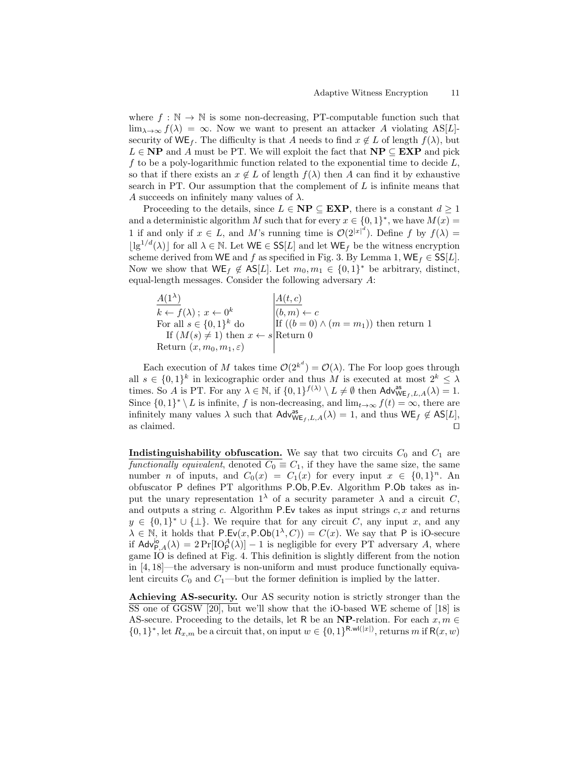where $f : \mathbb{N} \to \mathbb{N}$ is some non-decreasing, PT-computable function such that $\lim_{\lambda\to\infty} f(\lambda) = \infty$. Now we want to present an attacker $A$ violating AS[$L$]-security of $\mathsf{WE}_f$. The difficulty is that $A$ needs to find $x \notin L$ of length $f(\lambda)$, but $L \in \mathbf{NP}$ and $A$ must be PT. We will exploit the fact that $\mathbf{NP} \subseteq \mathbf{EXP}$ and pick $f$ to be a poly-logarithmic function related to the exponential time to decide $L$, so that if there exists an $x \notin L$ of length $f(\lambda)$ then $A$ can find it by exhaustive search in PT. Our assumption that the complement of $L$ is infinite means that $A$ succeeds on infinitely many values of $\lambda$.

Proceeding to the details, since $L \in \mathbf{NP} \subseteq \mathbf{EXP}$, there is a constant $d \geq 1$ and a deterministic algorithm $M$ such that for every $x \in \{0,1\}^*$, we have $M(x) = 1$ if and only if $x \in L$, and $M$'s running time is $\mathcal{O}(2^{|x|^d})$. Define $f$ by $f(\lambda) = \lfloor \lg^{1/d}(\lambda) \rfloor$ for all $\lambda \in \mathbb{N}$. Let $\mathsf{WE} \in \mathsf{SS}[L]$ and let $\mathsf{WE}_f$ be the witness encryption scheme derived from $\mathsf{WE}$ and $f$ as specified in Fig. 3. By Lemma 1, $\mathsf{WE}_f \in \mathsf{SS}[L]$. Now we show that $\mathsf{WE}_f \notin \mathsf{AS}[L]$. Let $m_0, m_1 \in \{0,1\}^*$ be arbitrary, distinct, equal-length messages. Consider the following adversary $A$:

```
A(1^λ)                                | A(t, c)
k ← f(λ) ; x ← 0^k                    | (b, m) ← c
For all s ∈ {0,1}^k do                | If ((b = 0) ∧ (m = m_1)) then return 1
   If (M(s) ≠ 1) then x ← s           | Return 0
Return (x, m_0, m_1, ε)               |
```

Each execution of $M$ takes time $\mathcal{O}(2^{k^d}) = \mathcal{O}(\lambda)$. The For loop goes through all $s \in \{0,1\}^k$ in lexicographic order and thus $M$ is executed at most $2^k \leq \lambda$ times. So $A$ is PT. For any $\lambda \in \mathbb{N}$, if $\{0,1\}^{f(\lambda)} \setminus L \neq \emptyset$ then $\mathsf{Adv}^{\mathsf{as}}_{\mathsf{WE}_f,L,A}(\lambda) = 1$. Since $\{0,1\}^* \setminus L$ is infinite, $f$ is non-decreasing, and $\lim_{t\to\infty} f(t) = \infty$, there are infinitely many values $\lambda$ such that $\mathsf{Adv}^{\mathsf{as}}_{\mathsf{WE}_f,L,A}(\lambda) = 1$, and thus $\mathsf{WE}_f \notin \mathsf{AS}[L]$, as claimed. $\square$

**Indistinguishability obfuscation.** We say that two circuits $C_0$ and $C_1$ are *functionally equivalent*, denoted $C_0 \equiv C_1$, if they have the same size, the same number $n$ of inputs, and $C_0(x) = C_1(x)$ for every input $x \in \{0,1\}^n$. An obfuscator $\mathsf{P}$ defines PT algorithms $\mathsf{P.Ob}, \mathsf{P.Ev}$. Algorithm $\mathsf{P.Ob}$ takes as input the unary representation $1^\lambda$ of a security parameter $\lambda$ and a circuit $C$, and outputs a string $c$. Algorithm $\mathsf{P.Ev}$ takes as input strings $c, x$ and returns $y \in \{0,1\}^* \cup \{\bot\}$. We require that for any circuit $C$, any input $x$, and any $\lambda \in \mathbb{N}$, it holds that $\mathsf{P.Ev}(x, \mathsf{P.Ob}(1^\lambda, C)) = C(x)$. We say that $\mathsf{P}$ is iO-secure if $\mathsf{Adv}^{\mathsf{io}}_{\mathsf{P},A}(\lambda) = 2\Pr[\mathrm{IO}^A_{\mathsf{P}}(\lambda)] - 1$ is negligible for every PT adversary $A$, where game IO is defined at Fig. 4. This definition is slightly different from the notion in [4, 18]—the adversary is non-uniform and must produce functionally equivalent circuits $C_0$ and $C_1$—but the former definition is implied by the latter.

**Achieving AS-security.** Our AS security notion is strictly stronger than the SS one of GGSW [20], but we'll show that the iO-based WE scheme of [18] is AS-secure. Proceeding to the details, let $\mathsf{R}$ be an $\mathbf{NP}$-relation. For each $x, m \in \{0,1\}^*$, let $R_{x,m}$ be a circuit that, on input $w \in \{0,1\}^{\mathsf{R.wl}(|x|)}$, returns $m$ if $\mathsf{R}(x, w)$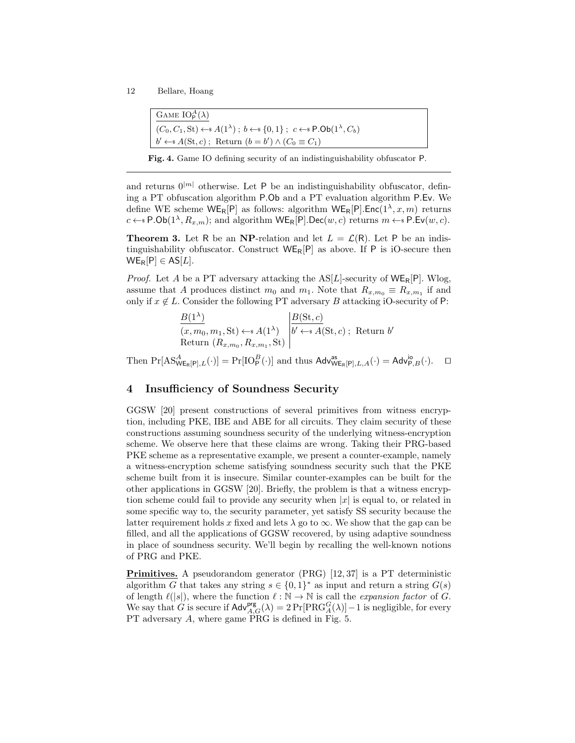| Game $\mathrm{IO}_{\mathsf{P}}^{A}(\lambda)$ |
| --- |
| $(C_0, C_1, \mathrm{St}) \leftarrow\$ A(1^\lambda)$ ; $b \leftarrow\$ \{0,1\}$ ; $c \leftarrow\$ \mathsf{P.Ob}(1^\lambda, C_b)$ |
| $b' \leftarrow\$ A(\mathrm{St}, c)$ ; Return $(b = b') \wedge (C_0 \equiv C_1)$ |

**Fig. 4.** Game IO defining security of an indistinguishability obfuscator $\mathsf{P}$.

and returns $0^{|m|}$ otherwise. Let $\mathsf{P}$ be an indistinguishability obfuscator, defining a PT obfuscation algorithm $\mathsf{P.Ob}$ and a PT evaluation algorithm $\mathsf{P.Ev}$. We define WE scheme $\mathsf{WE_R}[\mathsf{P}]$ as follows: algorithm $\mathsf{WE_R}[\mathsf{P}].\mathsf{Enc}(1^\lambda, x, m)$ returns $c \leftarrow\$ \mathsf{P.Ob}(1^\lambda, R_{x,m})$; and algorithm $\mathsf{WE_R}[\mathsf{P}].\mathsf{Dec}(w, c)$ returns $m \leftarrow\$ \mathsf{P.Ev}(w, c)$.

**Theorem 3.** Let $\mathsf{R}$ be an **NP**-relation and let $L = \mathcal{L}(\mathsf{R})$. Let $\mathsf{P}$ be an indistinguishability obfuscator. Construct $\mathsf{WE_R}[\mathsf{P}]$ as above. If $\mathsf{P}$ is iO-secure then $\mathsf{WE_R}[\mathsf{P}] \in \mathsf{AS}[L]$.

*Proof.* Let $A$ be a PT adversary attacking the AS[$L$]-security of $\mathsf{WE_R}[\mathsf{P}]$. Wlog, assume that $A$ produces distinct $m_0$ and $m_1$. Note that $R_{x,m_0} \equiv R_{x,m_1}$ if and only if $x \notin L$. Consider the following PT adversary $B$ attacking iO-security of $\mathsf{P}$:

| $B(1^\lambda)$ | $B(\mathrm{St}, c)$ |
| --- | --- |
| $(x, m_0, m_1, \mathrm{St}) \leftarrow\$ A(1^\lambda)$ | $b' \leftarrow\$ A(\mathrm{St}, c)$ ; Return $b'$ |
| Return $(R_{x,m_0}, R_{x,m_1}, \mathrm{St})$ | |

Then $\Pr[\mathrm{AS}_{\mathsf{WE_R}[\mathsf{P}],L}^{A}(\cdot)] = \Pr[\mathrm{IO}_{\mathsf{P}}^{B}(\cdot)]$ and thus $\mathsf{Adv}^{\mathsf{as}}_{\mathsf{WE_R}[\mathsf{P}],L,A}(\cdot) = \mathsf{Adv}^{\mathsf{io}}_{\mathsf{P},B}(\cdot)$. ◻

## 4 Insufficiency of Soundness Security

GGSW [20] present constructions of several primitives from witness encryption, including PKE, IBE and ABE for all circuits. They claim security of these constructions assuming soundness security of the underlying witness-encryption scheme. We observe here that these claims are wrong. Taking their PRG-based PKE scheme as a representative example, we present a counter-example, namely a witness-encryption scheme satisfying soundness security such that the PKE scheme built from it is insecure. Similar counter-examples can be built for the other applications in GGSW [20]. Briefly, the problem is that a witness encryption scheme could fail to provide any security when $|x|$ is equal to, or related in some specific way to, the security parameter, yet satisfy SS security because the latter requirement holds $x$ fixed and lets $\lambda$ go to $\infty$. We show that the gap can be filled, and all the applications of GGSW recovered, by using adaptive soundness in place of soundness security. We'll begin by recalling the well-known notions of PRG and PKE.

**Primitives.** A pseudorandom generator (PRG) [12, 37] is a PT deterministic algorithm $G$ that takes any string $s \in \{0,1\}^*$ as input and return a string $G(s)$ of length $\ell(|s|)$, where the function $\ell : \mathbb{N} \to \mathbb{N}$ is call the *expansion factor* of $G$. We say that $G$ is secure if $\mathsf{Adv}^{\mathsf{prg}}_{A,G}(\lambda) = 2\Pr[\mathrm{PRG}^{G}_{A}(\lambda)] - 1$ is negligible, for every PT adversary $A$, where game PRG is defined in Fig. 5.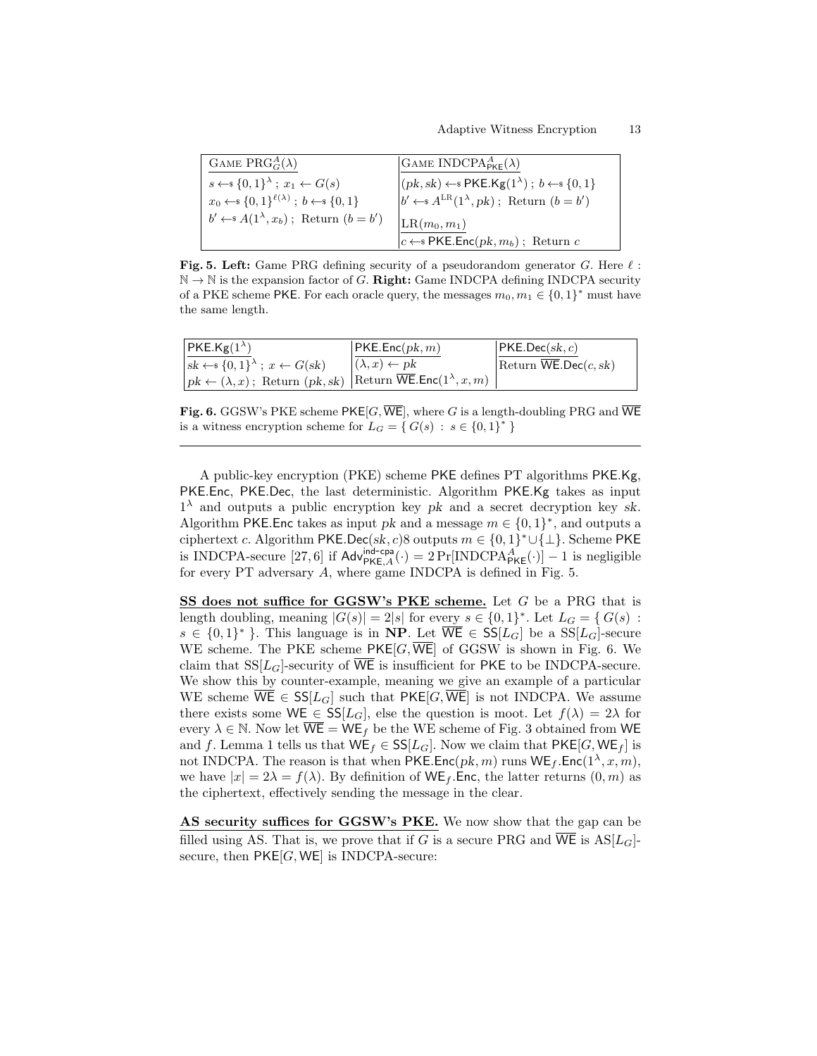| Game $\text{PRG}_G^A(\lambda)$ | Game $\text{INDCPA}_{\mathsf{PKE}}^A(\lambda)$ |
|---|---|
| $s \leftarrow\$ \{0,1\}^\lambda$ ; $x_1 \leftarrow G(s)$ | $(pk, sk) \leftarrow\$ \mathsf{PKE.Kg}(1^\lambda)$ ; $b \leftarrow\$ \{0,1\}$ |
| $x_0 \leftarrow\$ \{0,1\}^{\ell(\lambda)}$ ; $b \leftarrow\$ \{0,1\}$ | $b' \leftarrow\$ A^{\text{LR}}(1^\lambda, pk)$ ; Return $(b = b')$ |
| $b' \leftarrow\$ A(1^\lambda, x_b)$ ; Return $(b = b')$ | $\underline{\text{LR}(m_0, m_1)}$ |
| | $c \leftarrow\$ \mathsf{PKE.Enc}(pk, m_b)$ ; Return $c$ |

**Fig. 5. Left:** Game PRG defining security of a pseudorandom generator $G$. Here $\ell : \mathbb{N} \to \mathbb{N}$ is the expansion factor of $G$. **Right:** Game INDCPA defining INDCPA security of a PKE scheme $\mathsf{PKE}$. For each oracle query, the messages $m_0, m_1 \in \{0,1\}^*$ must have the same length.

| $\mathsf{PKE.Kg}(1^\lambda)$ | $\mathsf{PKE.Enc}(pk, m)$ | $\mathsf{PKE.Dec}(sk, c)$ |
|---|---|---|
| $sk \leftarrow\$ \{0,1\}^\lambda$ ; $x \leftarrow G(sk)$ | $(\lambda, x) \leftarrow pk$ | Return $\overline{\mathsf{WE}}.\mathsf{Dec}(c, sk)$ |
| $pk \leftarrow (\lambda, x)$ ; Return $(pk, sk)$ | Return $\overline{\mathsf{WE}}.\mathsf{Enc}(1^\lambda, x, m)$ | |

**Fig. 6.** GGSW's PKE scheme $\mathsf{PKE}[G, \overline{\mathsf{WE}}]$, where $G$ is a length-doubling PRG and $\overline{\mathsf{WE}}$ is a witness encryption scheme for $L_G = \{ G(s) : s \in \{0,1\}^* \}$

A public-key encryption (PKE) scheme $\mathsf{PKE}$ defines PT algorithms $\mathsf{PKE.Kg}$, $\mathsf{PKE.Enc}$, $\mathsf{PKE.Dec}$, the last deterministic. Algorithm $\mathsf{PKE.Kg}$ takes as input $1^\lambda$ and outputs a public encryption key $pk$ and a secret decryption key $sk$. Algorithm $\mathsf{PKE.Enc}$ takes as input $pk$ and a message $m \in \{0,1\}^*$, and outputs a ciphertext $c$. Algorithm $\mathsf{PKE.Dec}(sk, c)8$ outputs $m \in \{0,1\}^* \cup \{\perp\}$. Scheme $\mathsf{PKE}$ is INDCPA-secure [27, 6] if $\mathsf{Adv}^{\mathsf{ind\text{-}cpa}}_{\mathsf{PKE},A}(\cdot) = 2\Pr[\text{INDCPA}^A_{\mathsf{PKE}}(\cdot)] - 1$ is negligible for every PT adversary $A$, where game INDCPA is defined in Fig. 5.

**SS does not suffice for GGSW's PKE scheme.** Let $G$ be a PRG that is length doubling, meaning $|G(s)| = 2|s|$ for every $s \in \{0,1\}^*$. Let $L_G = \{ G(s) : s \in \{0,1\}^* \}$. This language is in **NP**. Let $\overline{\mathsf{WE}} \in \mathsf{SS}[L_G]$ be a $\text{SS}[L_G]$-secure WE scheme. The PKE scheme $\mathsf{PKE}[G, \overline{\mathsf{WE}}]$ of GGSW is shown in Fig. 6. We claim that $\text{SS}[L_G]$-security of $\overline{\mathsf{WE}}$ is insufficient for $\mathsf{PKE}$ to be INDCPA-secure. We show this by counter-example, meaning we give an example of a particular WE scheme $\overline{\mathsf{WE}} \in \mathsf{SS}[L_G]$ such that $\mathsf{PKE}[G, \overline{\mathsf{WE}}]$ is not INDCPA. We assume there exists some $\mathsf{WE} \in \mathsf{SS}[L_G]$, else the question is moot. Let $f(\lambda) = 2\lambda$ for every $\lambda \in \mathbb{N}$. Now let $\overline{\mathsf{WE}} = \mathsf{WE}_f$ be the WE scheme of Fig. 3 obtained from $\mathsf{WE}$ and $f$. Lemma 1 tells us that $\mathsf{WE}_f \in \mathsf{SS}[L_G]$. Now we claim that $\mathsf{PKE}[G, \mathsf{WE}_f]$ is not INDCPA. The reason is that when $\mathsf{PKE.Enc}(pk, m)$ runs $\mathsf{WE}_f.\mathsf{Enc}(1^\lambda, x, m)$, we have $|x| = 2\lambda = f(\lambda)$. By definition of $\mathsf{WE}_f.\mathsf{Enc}$, the latter returns $(0, m)$ as the ciphertext, effectively sending the message in the clear.

**AS security suffices for GGSW's PKE.** We now show that the gap can be filled using AS. That is, we prove that if $G$ is a secure PRG and $\overline{\mathsf{WE}}$ is $\text{AS}[L_G]$-secure, then $\mathsf{PKE}[G, \mathsf{WE}]$ is INDCPA-secure: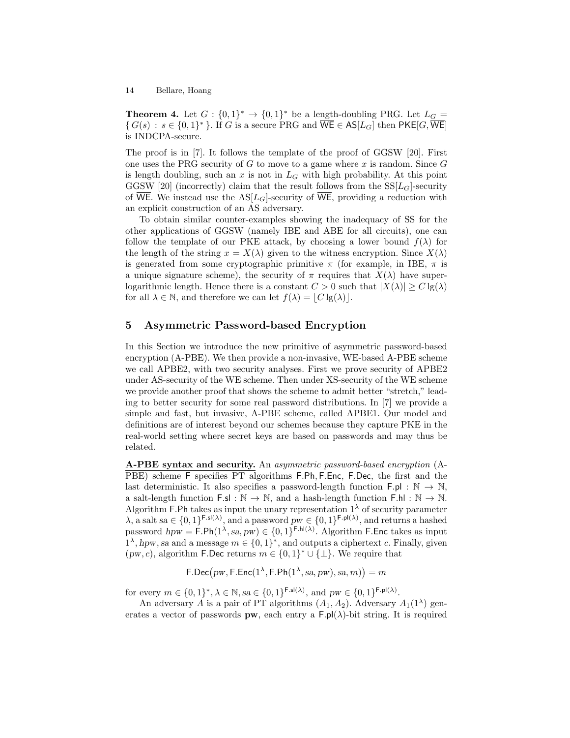**Theorem 4.** Let $G : \{0,1\}^* \to \{0,1\}^*$ be a length-doubling PRG. Let $L_G = \{\, G(s) : s \in \{0,1\}^* \,\}$. If $G$ is a secure PRG and $\overline{\mathsf{WE}} \in \mathsf{AS}[L_G]$ then $\mathsf{PKE}[G, \overline{\mathsf{WE}}]$ is INDCPA-secure.

The proof is in [7]. It follows the template of the proof of GGSW [20]. First one uses the PRG security of $G$ to move to a game where $x$ is random. Since $G$ is length doubling, such an $x$ is not in $L_G$ with high probability. At this point GGSW [20] (incorrectly) claim that the result follows from the SS$[L_G]$-security of $\overline{\mathsf{WE}}$. We instead use the AS$[L_G]$-security of $\overline{\mathsf{WE}}$, providing a reduction with an explicit construction of an AS adversary.

To obtain similar counter-examples showing the inadequacy of SS for the other applications of GGSW (namely IBE and ABE for all circuits), one can follow the template of our PKE attack, by choosing a lower bound $f(\lambda)$ for the length of the string $x = X(\lambda)$ given to the witness encryption. Since $X(\lambda)$ is generated from some cryptographic primitive $\pi$ (for example, in IBE, $\pi$ is a unique signature scheme), the security of $\pi$ requires that $X(\lambda)$ have super-logarithmic length. Hence there is a constant $C > 0$ such that $|X(\lambda)| \geq C\lg(\lambda)$ for all $\lambda \in \mathbb{N}$, and therefore we can let $f(\lambda) = \lfloor C\lg(\lambda) \rfloor$.

## 5 Asymmetric Password-based Encryption

In this Section we introduce the new primitive of asymmetric password-based encryption (A-PBE). We then provide a non-invasive, WE-based A-PBE scheme we call APBE2, with two security analyses. First we prove security of APBE2 under AS-security of the WE scheme. Then under XS-security of the WE scheme we provide another proof that shows the scheme to admit better "stretch," leading to better security for some real password distributions. In [7] we provide a simple and fast, but invasive, A-PBE scheme, called APBE1. Our model and definitions are of interest beyond our schemes because they capture PKE in the real-world setting where secret keys are based on passwords and may thus be related.

**A-PBE syntax and security.** An *asymmetric password-based encryption* (A-PBE) scheme $\mathsf{F}$ specifies PT algorithms $\mathsf{F.Ph}, \mathsf{F.Enc}$, $\mathsf{F.Dec}$, the first and the last deterministic. It also specifies a password-length function $\mathsf{F.pl} : \mathbb{N} \to \mathbb{N}$, a salt-length function $\mathsf{F.sl} : \mathbb{N} \to \mathbb{N}$, and a hash-length function $\mathsf{F.hl} : \mathbb{N} \to \mathbb{N}$. Algorithm $\mathsf{F.Ph}$ takes as input the unary representation $1^\lambda$ of security parameter $\lambda$, a salt $sa \in \{0,1\}^{\mathsf{F.sl}(\lambda)}$, and a password $pw \in \{0,1\}^{\mathsf{F.pl}(\lambda)}$, and returns a hashed password $hpw = \mathsf{F.Ph}(1^\lambda, sa, pw) \in \{0,1\}^{\mathsf{F.hl}(\lambda)}$. Algorithm $\mathsf{F.Enc}$ takes as input $1^\lambda, hpw, sa$ and a message $m \in \{0,1\}^*$, and outputs a ciphertext $c$. Finally, given $(pw, c)$, algorithm $\mathsf{F.Dec}$ returns $m \in \{0,1\}^* \cup \{\bot\}$. We require that

$$\mathsf{F.Dec}\big(pw, \mathsf{F.Enc}(1^\lambda, \mathsf{F.Ph}(1^\lambda, sa, pw), sa, m)\big) = m$$

for every $m \in \{0,1\}^*, \lambda \in \mathbb{N}, sa \in \{0,1\}^{\mathsf{F.sl}(\lambda)}$, and $pw \in \{0,1\}^{\mathsf{F.pl}(\lambda)}$.

An adversary $A$ is a pair of PT algorithms $(A_1, A_2)$. Adversary $A_1(1^\lambda)$ generates a vector of passwords $\mathbf{pw}$, each entry a $\mathsf{F.pl}(\lambda)$-bit string. It is required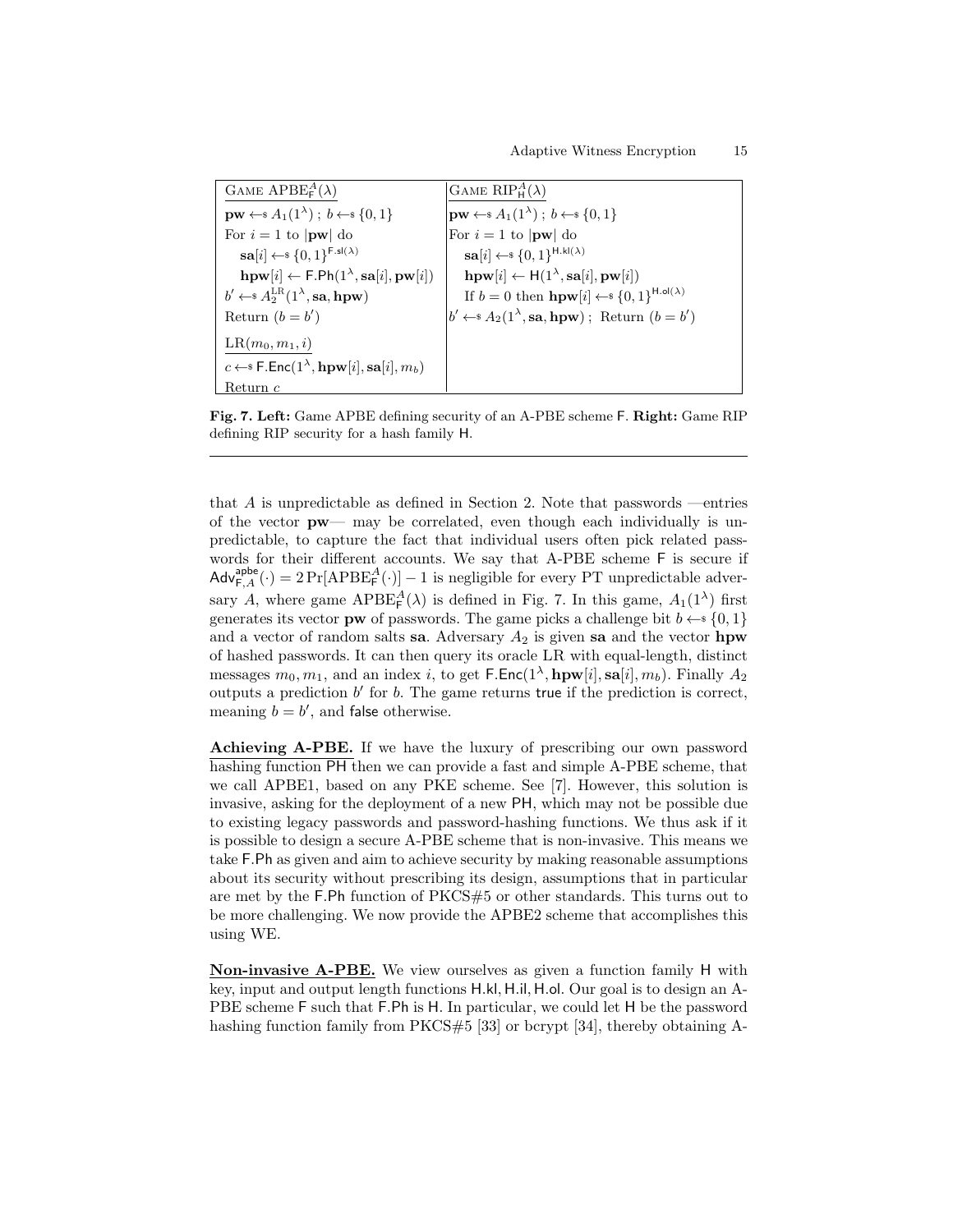| Game $\text{APBE}_{\mathsf{F}}^{A}(\lambda)$ | Game $\text{RIP}_{\mathsf{H}}^{A}(\lambda)$ |
|---|---|
| $\mathbf{pw} \leftarrow\$ A_1(1^\lambda)$ ; $b \leftarrow\$ \{0,1\}$ | $\mathbf{pw} \leftarrow\$ A_1(1^\lambda)$ ; $b \leftarrow\$ \{0,1\}$ |
| For $i = 1$ to $\lvert\mathbf{pw}\rvert$ do | For $i = 1$ to $\lvert\mathbf{pw}\rvert$ do |
| $\quad \mathbf{sa}[i] \leftarrow\$ \{0,1\}^{\mathsf{F.sl}(\lambda)}$ | $\quad \mathbf{sa}[i] \leftarrow\$ \{0,1\}^{\mathsf{H.kl}(\lambda)}$ |
| $\quad \mathbf{hpw}[i] \leftarrow \mathsf{F.Ph}(1^\lambda, \mathbf{sa}[i], \mathbf{pw}[i])$ | $\quad \mathbf{hpw}[i] \leftarrow \mathsf{H}(1^\lambda, \mathbf{sa}[i], \mathbf{pw}[i])$ |
| $b' \leftarrow\$ A_2^{\text{LR}}(1^\lambda, \mathbf{sa}, \mathbf{hpw})$ | $\quad$ If $b = 0$ then $\mathbf{hpw}[i] \leftarrow\$ \{0,1\}^{\mathsf{H.ol}(\lambda)}$ |
| Return $(b = b')$ | $b' \leftarrow\$ A_2(1^\lambda, \mathbf{sa}, \mathbf{hpw})$ ; Return $(b = b')$ |
| $\text{LR}(m_0, m_1, i)$ | |
| $c \leftarrow\$ \mathsf{F.Enc}(1^\lambda, \mathbf{hpw}[i], \mathbf{sa}[i], m_b)$ | |
| Return $c$ | |

**Fig. 7. Left:** Game APBE defining security of an A-PBE scheme F. **Right:** Game RIP defining RIP security for a hash family H.

that $A$ is unpredictable as defined in Section 2. Note that passwords —entries of the vector $\mathbf{pw}$— may be correlated, even though each individually is unpredictable, to capture the fact that individual users often pick related passwords for their different accounts. We say that A-PBE scheme F is secure if $\mathsf{Adv}^{\mathsf{apbe}}_{\mathsf{F},A}(\cdot) = 2\Pr[\text{APBE}^{A}_{\mathsf{F}}(\cdot)] - 1$ is negligible for every PT unpredictable adversary $A$, where game $\text{APBE}^{A}_{\mathsf{F}}(\lambda)$ is defined in Fig. 7. In this game, $A_1(1^\lambda)$ first generates its vector $\mathbf{pw}$ of passwords. The game picks a challenge bit $b \leftarrow\$ \{0,1\}$ and a vector of random salts $\mathbf{sa}$. Adversary $A_2$ is given $\mathbf{sa}$ and the vector $\mathbf{hpw}$ of hashed passwords. It can then query its oracle LR with equal-length, distinct messages $m_0, m_1$, and an index $i$, to get $\mathsf{F.Enc}(1^\lambda, \mathbf{hpw}[i], \mathbf{sa}[i], m_b)$. Finally $A_2$ outputs a prediction $b'$ for $b$. The game returns true if the prediction is correct, meaning $b = b'$, and false otherwise.

**Achieving A-PBE.** If we have the luxury of prescribing our own password hashing function PH then we can provide a fast and simple A-PBE scheme, that we call APBE1, based on any PKE scheme. See [7]. However, this solution is invasive, asking for the deployment of a new PH, which may not be possible due to existing legacy passwords and password-hashing functions. We thus ask if it is possible to design a secure A-PBE scheme that is non-invasive. This means we take F.Ph as given and aim to achieve security by making reasonable assumptions about its security without prescribing its design, assumptions that in particular are met by the F.Ph function of PKCS#5 or other standards. This turns out to be more challenging. We now provide the APBE2 scheme that accomplishes this using WE.

**Non-invasive A-PBE.** We view ourselves as given a function family H with key, input and output length functions H.kl, H.il, H.ol. Our goal is to design an A-PBE scheme F such that F.Ph is H. In particular, we could let H be the password hashing function family from PKCS#5 [33] or bcrypt [34], thereby obtaining A-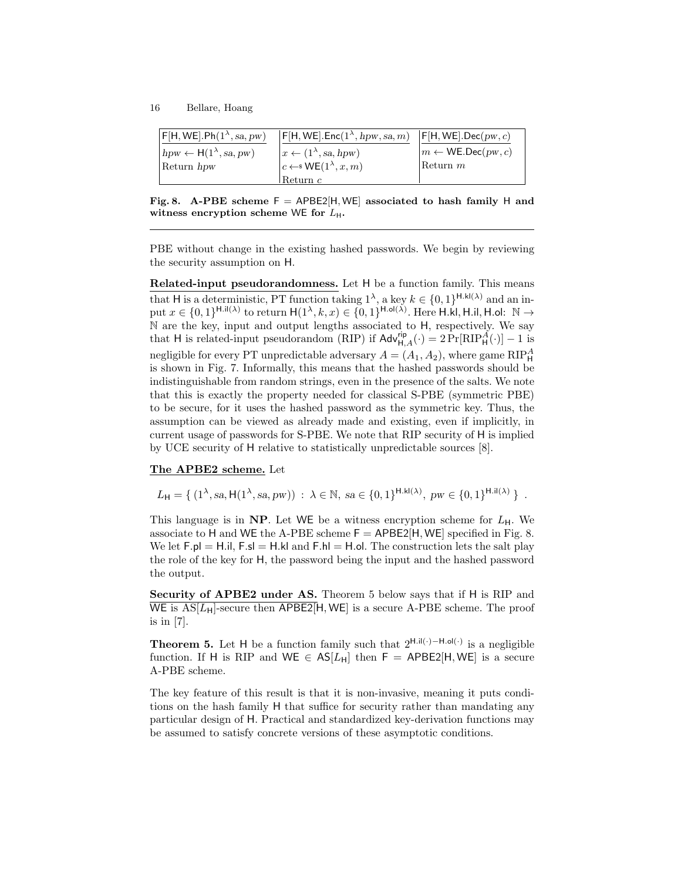| $\mathsf{F}[\mathsf{H},\mathsf{WE}].\mathsf{Ph}(1^\lambda, sa, pw)$ | $\mathsf{F}[\mathsf{H},\mathsf{WE}].\mathsf{Enc}(1^\lambda, hpw, sa, m)$ | $\mathsf{F}[\mathsf{H},\mathsf{WE}].\mathsf{Dec}(pw, c)$ |
|---|---|---|
| $hpw \leftarrow \mathsf{H}(1^\lambda, sa, pw)$ | $x \leftarrow (1^\lambda, sa, hpw)$ | $m \leftarrow \mathsf{WE}.\mathsf{Dec}(pw, c)$ |
| Return $hpw$ | $c \leftarrow\!\!\$\ \mathsf{WE}(1^\lambda, x, m)$ | Return $m$ |
| | Return $c$ | |

**Fig. 8. A-PBE scheme $\mathsf{F} = \mathsf{APBE2}[\mathsf{H},\mathsf{WE}]$ associated to hash family $\mathsf{H}$ and witness encryption scheme $\mathsf{WE}$ for $L_{\mathsf{H}}$.**

PBE without change in the existing hashed passwords. We begin by reviewing the security assumption on $\mathsf{H}$.

**Related-input pseudorandomness.** Let $\mathsf{H}$ be a function family. This means that $\mathsf{H}$ is a deterministic, PT function taking $1^\lambda$, a key $k \in \{0,1\}^{\mathsf{H}.\mathsf{kl}(\lambda)}$ and an input $x \in \{0,1\}^{\mathsf{H}.\mathsf{il}(\lambda)}$ to return $\mathsf{H}(1^\lambda, k, x) \in \{0,1\}^{\mathsf{H}.\mathsf{ol}(\lambda)}$. Here $\mathsf{H}.\mathsf{kl}, \mathsf{H}.\mathsf{il}, \mathsf{H}.\mathsf{ol}\colon \mathbb{N} \to \mathbb{N}$ are the key, input and output lengths associated to $\mathsf{H}$, respectively. We say that $\mathsf{H}$ is related-input pseudorandom (RIP) if $\mathsf{Adv}^{\mathsf{rip}}_{\mathsf{H},A}(\cdot) = 2\Pr[\mathrm{RIP}^A_{\mathsf{H}}(\cdot)] - 1$ is negligible for every PT unpredictable adversary $A = (A_1, A_2)$, where game $\mathrm{RIP}^A_{\mathsf{H}}$ is shown in Fig. 7. Informally, this means that the hashed passwords should be indistinguishable from random strings, even in the presence of the salts. We note that this is exactly the property needed for classical S-PBE (symmetric PBE) to be secure, for it uses the hashed password as the symmetric key. Thus, the assumption can be viewed as already made and existing, even if implicitly, in current usage of passwords for S-PBE. We note that RIP security of $\mathsf{H}$ is implied by UCE security of $\mathsf{H}$ relative to statistically unpredictable sources [8].

**The APBE2 scheme.** Let

$$L_{\mathsf{H}} = \{\, (1^\lambda, sa, \mathsf{H}(1^\lambda, sa, pw)) \,:\, \lambda \in \mathbb{N},\ sa \in \{0,1\}^{\mathsf{H}.\mathsf{kl}(\lambda)},\ pw \in \{0,1\}^{\mathsf{H}.\mathsf{il}(\lambda)} \,\} \ .$$

This language is in **NP**. Let $\mathsf{WE}$ be a witness encryption scheme for $L_{\mathsf{H}}$. We associate to $\mathsf{H}$ and $\mathsf{WE}$ the A-PBE scheme $\mathsf{F} = \mathsf{APBE2}[\mathsf{H},\mathsf{WE}]$ specified in Fig. 8. We let $\mathsf{F}.\mathsf{pl} = \mathsf{H}.\mathsf{il}$, $\mathsf{F}.\mathsf{sl} = \mathsf{H}.\mathsf{kl}$ and $\mathsf{F}.\mathsf{hl} = \mathsf{H}.\mathsf{ol}$. The construction lets the salt play the role of the key for $\mathsf{H}$, the password being the input and the hashed password the output.

**Security of APBE2 under AS.** Theorem 5 below says that if $\mathsf{H}$ is RIP and $\mathsf{WE}$ is $\mathrm{AS}[L_{\mathsf{H}}]$-secure then $\mathsf{APBE2}[\mathsf{H},\mathsf{WE}]$ is a secure A-PBE scheme. The proof is in [7].

**Theorem 5.** *Let $\mathsf{H}$ be a function family such that $2^{\mathsf{H}.\mathsf{il}(\cdot) - \mathsf{H}.\mathsf{ol}(\cdot)}$ is a negligible function. If $\mathsf{H}$ is RIP and $\mathsf{WE} \in \mathsf{AS}[L_{\mathsf{H}}]$ then $\mathsf{F} = \mathsf{APBE2}[\mathsf{H},\mathsf{WE}]$ is a secure A-PBE scheme.*

The key feature of this result is that it is non-invasive, meaning it puts conditions on the hash family $\mathsf{H}$ that suffice for security rather than mandating any particular design of $\mathsf{H}$. Practical and standardized key-derivation functions may be assumed to satisfy concrete versions of these asymptotic conditions.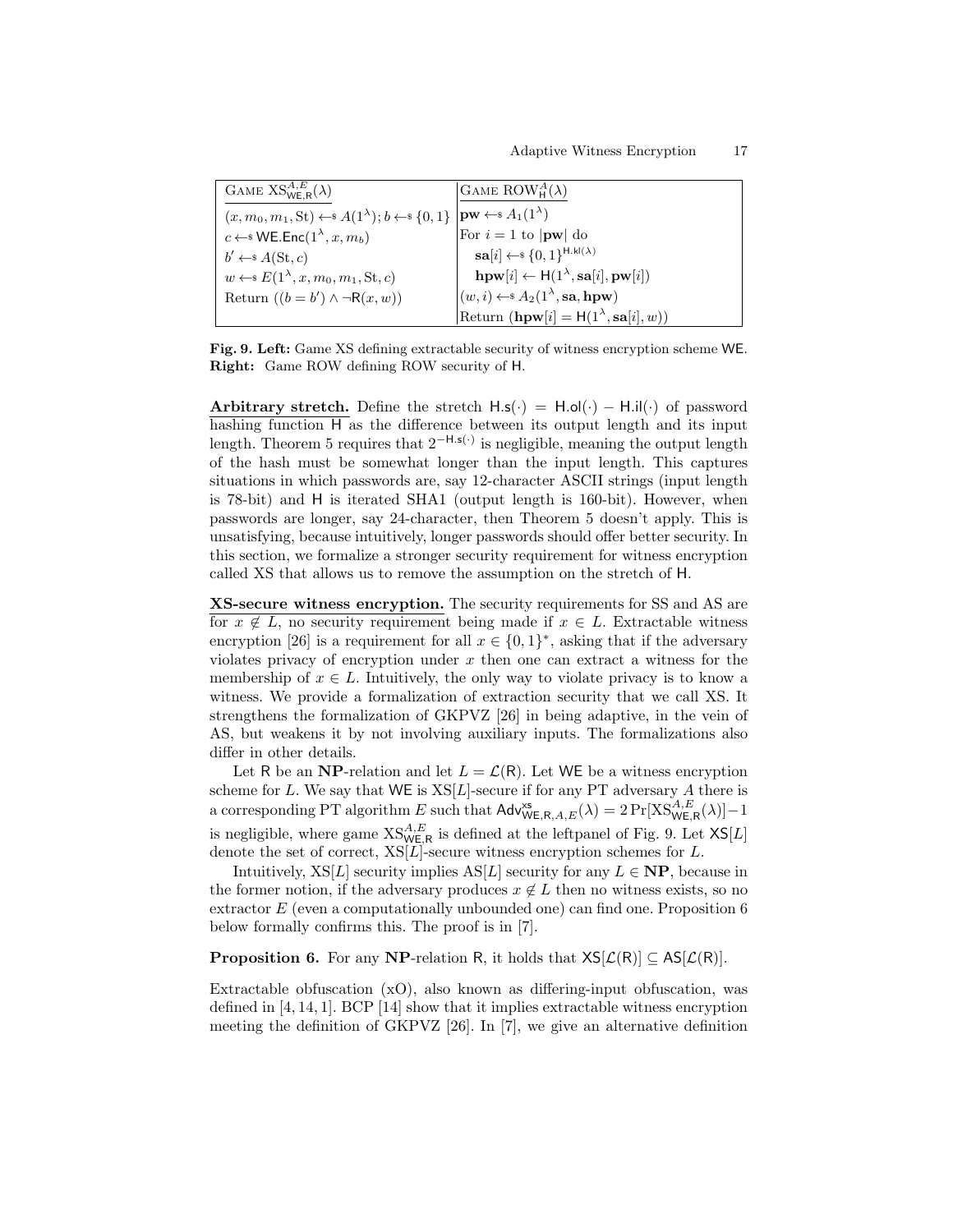| Game $\mathrm{XS}^{A,E}_{\mathsf{WE,R}}(\lambda)$ | Game $\mathrm{ROW}^{A}_{\mathsf{H}}(\lambda)$ |
|---|---|
| $(x, m_0, m_1, \mathrm{St}) \leftarrow\!\!\$\, A(1^\lambda); b \leftarrow\!\!\$\, \{0,1\}$ | $\mathbf{pw} \leftarrow\!\!\$\, A_1(1^\lambda)$ |
| $c \leftarrow\!\!\$\, \mathsf{WE.Enc}(1^\lambda, x, m_b)$ | For $i = 1$ to $\lvert\mathbf{pw}\rvert$ do |
| $b' \leftarrow\!\!\$\, A(\mathrm{St}, c)$ | $\quad \mathbf{sa}[i] \leftarrow\!\!\$\, \{0,1\}^{\mathsf{H.kl}(\lambda)}$ |
| $w \leftarrow\!\!\$\, E(1^\lambda, x, m_0, m_1, \mathrm{St}, c)$ | $\quad \mathbf{hpw}[i] \leftarrow \mathsf{H}(1^\lambda, \mathbf{sa}[i], \mathbf{pw}[i])$ |
| Return $((b = b') \wedge \neg \mathsf{R}(x, w))$ | $(w, i) \leftarrow\!\!\$\, A_2(1^\lambda, \mathbf{sa}, \mathbf{hpw})$ |
| | Return $(\mathbf{hpw}[i] = \mathsf{H}(1^\lambda, \mathbf{sa}[i], w))$ |

**Fig. 9. Left:** Game XS defining extractable security of witness encryption scheme WE. **Right:** Game ROW defining ROW security of H.

**Arbitrary stretch.** Define the stretch $\mathsf{H.s}(\cdot) = \mathsf{H.ol}(\cdot) - \mathsf{H.il}(\cdot)$ of password hashing function H as the difference between its output length and its input length. Theorem 5 requires that $2^{-\mathsf{H.s}(\cdot)}$ is negligible, meaning the output length of the hash must be somewhat longer than the input length. This captures situations in which passwords are, say 12-character ASCII strings (input length is 78-bit) and H is iterated SHA1 (output length is 160-bit). However, when passwords are longer, say 24-character, then Theorem 5 doesn't apply. This is unsatisfying, because intuitively, longer passwords should offer better security. In this section, we formalize a stronger security requirement for witness encryption called XS that allows us to remove the assumption on the stretch of H.

**XS-secure witness encryption.** The security requirements for SS and AS are for $x \notin L$, no security requirement being made if $x \in L$. Extractable witness encryption [26] is a requirement for all $x \in \{0,1\}^*$, asking that if the adversary violates privacy of encryption under $x$ then one can extract a witness for the membership of $x \in L$. Intuitively, the only way to violate privacy is to know a witness. We provide a formalization of extraction security that we call XS. It strengthens the formalization of GKPVZ [26] in being adaptive, in the vein of AS, but weakens it by not involving auxiliary inputs. The formalizations also differ in other details.

Let R be an **NP**-relation and let $L = \mathcal{L}(\mathsf{R})$. Let WE be a witness encryption scheme for $L$. We say that WE is XS[$L$]-secure if for any PT adversary $A$ there is a corresponding PT algorithm $E$ such that $\mathsf{Adv}^{\mathsf{xs}}_{\mathsf{WE,R},A,E}(\lambda) = 2\Pr[\mathrm{XS}^{A,E}_{\mathsf{WE,R}}(\lambda)] - 1$ is negligible, where game $\mathrm{XS}^{A,E}_{\mathsf{WE,R}}$ is defined at the leftpanel of Fig. 9. Let $\mathsf{XS}[L]$ denote the set of correct, XS[$L$]-secure witness encryption schemes for $L$.

Intuitively, XS[$L$] security implies AS[$L$] security for any $L \in$ **NP**, because in the former notion, if the adversary produces $x \notin L$ then no witness exists, so no extractor $E$ (even a computationally unbounded one) can find one. Proposition 6 below formally confirms this. The proof is in [7].

**Proposition 6.** For any **NP**-relation R, it holds that $\mathsf{XS}[\mathcal{L}(\mathsf{R})] \subseteq \mathsf{AS}[\mathcal{L}(\mathsf{R})]$.

Extractable obfuscation (xO), also known as differing-input obfuscation, was defined in [4, 14, 1]. BCP [14] show that it implies extractable witness encryption meeting the definition of GKPVZ [26]. In [7], we give an alternative definition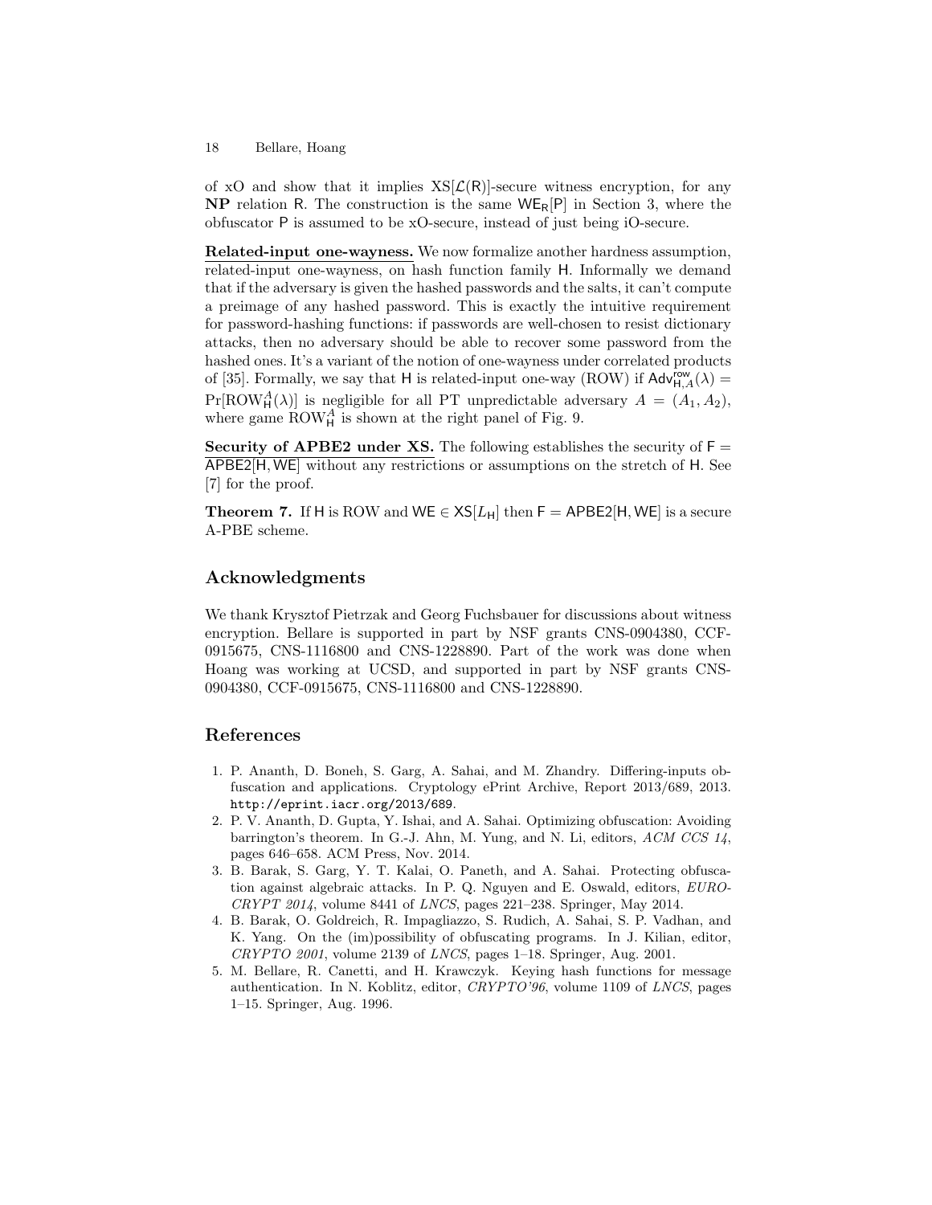of xO and show that it implies $\mathrm{XS}[\mathcal{L}(\mathsf{R})]$-secure witness encryption, for any **NP** relation $\mathsf{R}$. The construction is the same $\mathsf{WE}_{\mathsf{R}}[\mathsf{P}]$ in Section 3, where the obfuscator $\mathsf{P}$ is assumed to be xO-secure, instead of just being iO-secure.

**Related-input one-wayness.** We now formalize another hardness assumption, related-input one-wayness, on hash function family $\mathsf{H}$. Informally we demand that if the adversary is given the hashed passwords and the salts, it can't compute a preimage of any hashed password. This is exactly the intuitive requirement for password-hashing functions: if passwords are well-chosen to resist dictionary attacks, then no adversary should be able to recover some password from the hashed ones. It's a variant of the notion of one-wayness under correlated products of [35]. Formally, we say that $\mathsf{H}$ is related-input one-way (ROW) if $\mathsf{Adv}^{\mathsf{row}}_{\mathsf{H},A}(\lambda) = \Pr[\mathrm{ROW}^{A}_{\mathsf{H}}(\lambda)]$ is negligible for all PT unpredictable adversary $A = (A_1, A_2)$, where game $\mathrm{ROW}^{A}_{\mathsf{H}}$ is shown at the right panel of Fig. 9.

**Security of APBE2 under XS.** The following establishes the security of $\mathsf{F} = \mathsf{APBE2}[\mathsf{H}, \mathsf{WE}]$ without any restrictions or assumptions on the stretch of $\mathsf{H}$. See [7] for the proof.

**Theorem 7.** *If* $\mathsf{H}$ *is ROW and* $\mathsf{WE} \in \mathsf{XS}[L_{\mathsf{H}}]$ *then* $\mathsf{F} = \mathsf{APBE2}[\mathsf{H}, \mathsf{WE}]$ *is a secure A-PBE scheme.*

## Acknowledgments

We thank Krysztof Pietrzak and Georg Fuchsbauer for discussions about witness encryption. Bellare is supported in part by NSF grants CNS-0904380, CCF-0915675, CNS-1116800 and CNS-1228890. Part of the work was done when Hoang was working at UCSD, and supported in part by NSF grants CNS-0904380, CCF-0915675, CNS-1116800 and CNS-1228890.

## References

1. P. Ananth, D. Boneh, S. Garg, A. Sahai, and M. Zhandry. Differing-inputs obfuscation and applications. Cryptology ePrint Archive, Report 2013/689, 2013. `http://eprint.iacr.org/2013/689`.
2. P. V. Ananth, D. Gupta, Y. Ishai, and A. Sahai. Optimizing obfuscation: Avoiding barrington's theorem. In G.-J. Ahn, M. Yung, and N. Li, editors, *ACM CCS 14*, pages 646–658. ACM Press, Nov. 2014.
3. B. Barak, S. Garg, Y. T. Kalai, O. Paneth, and A. Sahai. Protecting obfuscation against algebraic attacks. In P. Q. Nguyen and E. Oswald, editors, *EUROCRYPT 2014*, volume 8441 of *LNCS*, pages 221–238. Springer, May 2014.
4. B. Barak, O. Goldreich, R. Impagliazzo, S. Rudich, A. Sahai, S. P. Vadhan, and K. Yang. On the (im)possibility of obfuscating programs. In J. Kilian, editor, *CRYPTO 2001*, volume 2139 of *LNCS*, pages 1–18. Springer, Aug. 2001.
5. M. Bellare, R. Canetti, and H. Krawczyk. Keying hash functions for message authentication. In N. Koblitz, editor, *CRYPTO'96*, volume 1109 of *LNCS*, pages 1–15. Springer, Aug. 1996.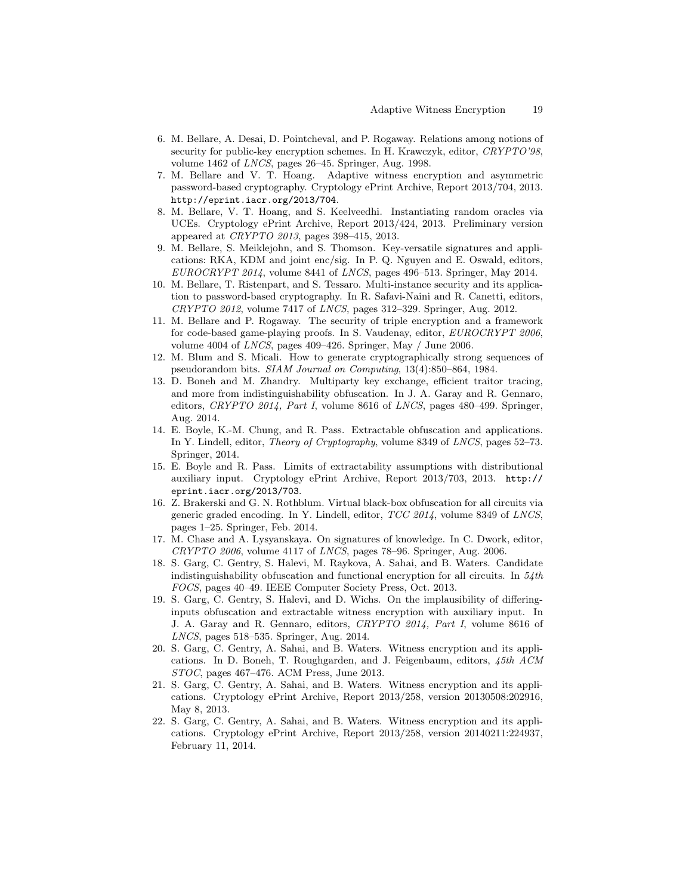6. M. Bellare, A. Desai, D. Pointcheval, and P. Rogaway. Relations among notions of security for public-key encryption schemes. In H. Krawczyk, editor, *CRYPTO'98*, volume 1462 of *LNCS*, pages 26–45. Springer, Aug. 1998.
7. M. Bellare and V. T. Hoang. Adaptive witness encryption and asymmetric password-based cryptography. Cryptology ePrint Archive, Report 2013/704, 2013. `http://eprint.iacr.org/2013/704`.
8. M. Bellare, V. T. Hoang, and S. Keelveedhi. Instantiating random oracles via UCEs. Cryptology ePrint Archive, Report 2013/424, 2013. Preliminary version appeared at *CRYPTO 2013*, pages 398–415, 2013.
9. M. Bellare, S. Meiklejohn, and S. Thomson. Key-versatile signatures and applications: RKA, KDM and joint enc/sig. In P. Q. Nguyen and E. Oswald, editors, *EUROCRYPT 2014*, volume 8441 of *LNCS*, pages 496–513. Springer, May 2014.
10. M. Bellare, T. Ristenpart, and S. Tessaro. Multi-instance security and its application to password-based cryptography. In R. Safavi-Naini and R. Canetti, editors, *CRYPTO 2012*, volume 7417 of *LNCS*, pages 312–329. Springer, Aug. 2012.
11. M. Bellare and P. Rogaway. The security of triple encryption and a framework for code-based game-playing proofs. In S. Vaudenay, editor, *EUROCRYPT 2006*, volume 4004 of *LNCS*, pages 409–426. Springer, May / June 2006.
12. M. Blum and S. Micali. How to generate cryptographically strong sequences of pseudorandom bits. *SIAM Journal on Computing*, 13(4):850–864, 1984.
13. D. Boneh and M. Zhandry. Multiparty key exchange, efficient traitor tracing, and more from indistinguishability obfuscation. In J. A. Garay and R. Gennaro, editors, *CRYPTO 2014, Part I*, volume 8616 of *LNCS*, pages 480–499. Springer, Aug. 2014.
14. E. Boyle, K.-M. Chung, and R. Pass. Extractable obfuscation and applications. In Y. Lindell, editor, *Theory of Cryptography*, volume 8349 of *LNCS*, pages 52–73. Springer, 2014.
15. E. Boyle and R. Pass. Limits of extractability assumptions with distributional auxiliary input. Cryptology ePrint Archive, Report 2013/703, 2013. `http://eprint.iacr.org/2013/703`.
16. Z. Brakerski and G. N. Rothblum. Virtual black-box obfuscation for all circuits via generic graded encoding. In Y. Lindell, editor, *TCC 2014*, volume 8349 of *LNCS*, pages 1–25. Springer, Feb. 2014.
17. M. Chase and A. Lysyanskaya. On signatures of knowledge. In C. Dwork, editor, *CRYPTO 2006*, volume 4117 of *LNCS*, pages 78–96. Springer, Aug. 2006.
18. S. Garg, C. Gentry, S. Halevi, M. Raykova, A. Sahai, and B. Waters. Candidate indistinguishability obfuscation and functional encryption for all circuits. In *54th FOCS*, pages 40–49. IEEE Computer Society Press, Oct. 2013.
19. S. Garg, C. Gentry, S. Halevi, and D. Wichs. On the implausibility of differing-inputs obfuscation and extractable witness encryption with auxiliary input. In J. A. Garay and R. Gennaro, editors, *CRYPTO 2014, Part I*, volume 8616 of *LNCS*, pages 518–535. Springer, Aug. 2014.
20. S. Garg, C. Gentry, A. Sahai, and B. Waters. Witness encryption and its applications. In D. Boneh, T. Roughgarden, and J. Feigenbaum, editors, *45th ACM STOC*, pages 467–476. ACM Press, June 2013.
21. S. Garg, C. Gentry, A. Sahai, and B. Waters. Witness encryption and its applications. Cryptology ePrint Archive, Report 2013/258, version 20130508:202916, May 8, 2013.
22. S. Garg, C. Gentry, A. Sahai, and B. Waters. Witness encryption and its applications. Cryptology ePrint Archive, Report 2013/258, version 20140211:224937, February 11, 2014.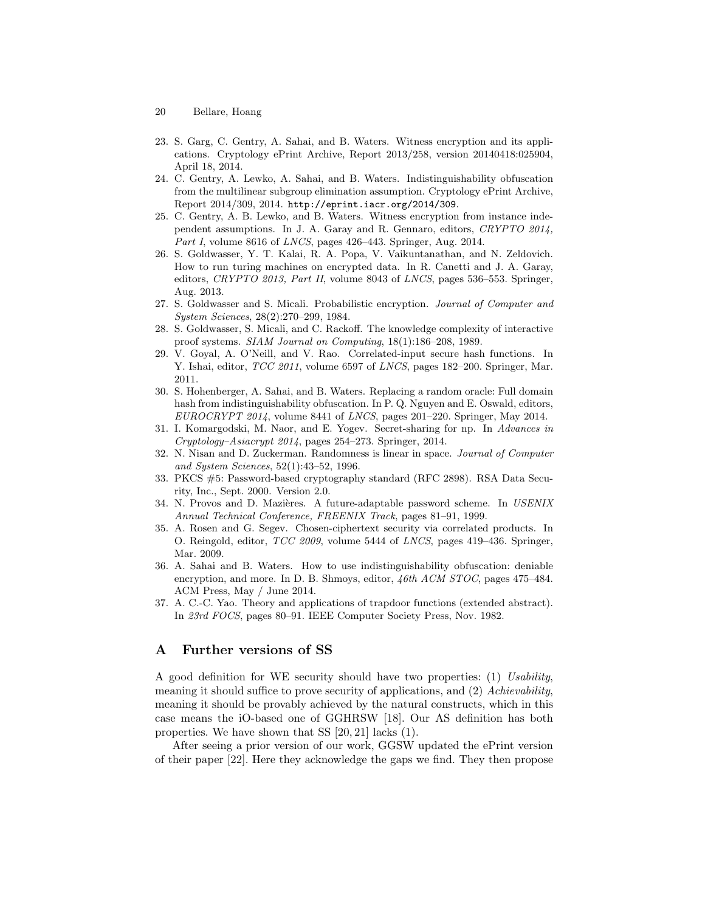23. S. Garg, C. Gentry, A. Sahai, and B. Waters. Witness encryption and its applications. Cryptology ePrint Archive, Report 2013/258, version 20140418:025904, April 18, 2014.
24. C. Gentry, A. Lewko, A. Sahai, and B. Waters. Indistinguishability obfuscation from the multilinear subgroup elimination assumption. Cryptology ePrint Archive, Report 2014/309, 2014. `http://eprint.iacr.org/2014/309`.
25. C. Gentry, A. B. Lewko, and B. Waters. Witness encryption from instance independent assumptions. In J. A. Garay and R. Gennaro, editors, *CRYPTO 2014, Part I*, volume 8616 of *LNCS*, pages 426–443. Springer, Aug. 2014.
26. S. Goldwasser, Y. T. Kalai, R. A. Popa, V. Vaikuntanathan, and N. Zeldovich. How to run turing machines on encrypted data. In R. Canetti and J. A. Garay, editors, *CRYPTO 2013, Part II*, volume 8043 of *LNCS*, pages 536–553. Springer, Aug. 2013.
27. S. Goldwasser and S. Micali. Probabilistic encryption. *Journal of Computer and System Sciences*, 28(2):270–299, 1984.
28. S. Goldwasser, S. Micali, and C. Rackoff. The knowledge complexity of interactive proof systems. *SIAM Journal on Computing*, 18(1):186–208, 1989.
29. V. Goyal, A. O'Neill, and V. Rao. Correlated-input secure hash functions. In Y. Ishai, editor, *TCC 2011*, volume 6597 of *LNCS*, pages 182–200. Springer, Mar. 2011.
30. S. Hohenberger, A. Sahai, and B. Waters. Replacing a random oracle: Full domain hash from indistinguishability obfuscation. In P. Q. Nguyen and E. Oswald, editors, *EUROCRYPT 2014*, volume 8441 of *LNCS*, pages 201–220. Springer, May 2014.
31. I. Komargodski, M. Naor, and E. Yogev. Secret-sharing for np. In *Advances in Cryptology–Asiacrypt 2014*, pages 254–273. Springer, 2014.
32. N. Nisan and D. Zuckerman. Randomness is linear in space. *Journal of Computer and System Sciences*, 52(1):43–52, 1996.
33. PKCS #5: Password-based cryptography standard (RFC 2898). RSA Data Security, Inc., Sept. 2000. Version 2.0.
34. N. Provos and D. Mazières. A future-adaptable password scheme. In *USENIX Annual Technical Conference, FREENIX Track*, pages 81–91, 1999.
35. A. Rosen and G. Segev. Chosen-ciphertext security via correlated products. In O. Reingold, editor, *TCC 2009*, volume 5444 of *LNCS*, pages 419–436. Springer, Mar. 2009.
36. A. Sahai and B. Waters. How to use indistinguishability obfuscation: deniable encryption, and more. In D. B. Shmoys, editor, *46th ACM STOC*, pages 475–484. ACM Press, May / June 2014.
37. A. C.-C. Yao. Theory and applications of trapdoor functions (extended abstract). In *23rd FOCS*, pages 80–91. IEEE Computer Society Press, Nov. 1982.

## A Further versions of SS

A good definition for WE security should have two properties: (1) *Usability*, meaning it should suffice to prove security of applications, and (2) *Achievability*, meaning it should be provably achieved by the natural constructs, which in this case means the iO-based one of GGHRSW [18]. Our AS definition has both properties. We have shown that SS [20, 21] lacks (1).

After seeing a prior version of our work, GGSW updated the ePrint version of their paper [22]. Here they acknowledge the gaps we find. They then propose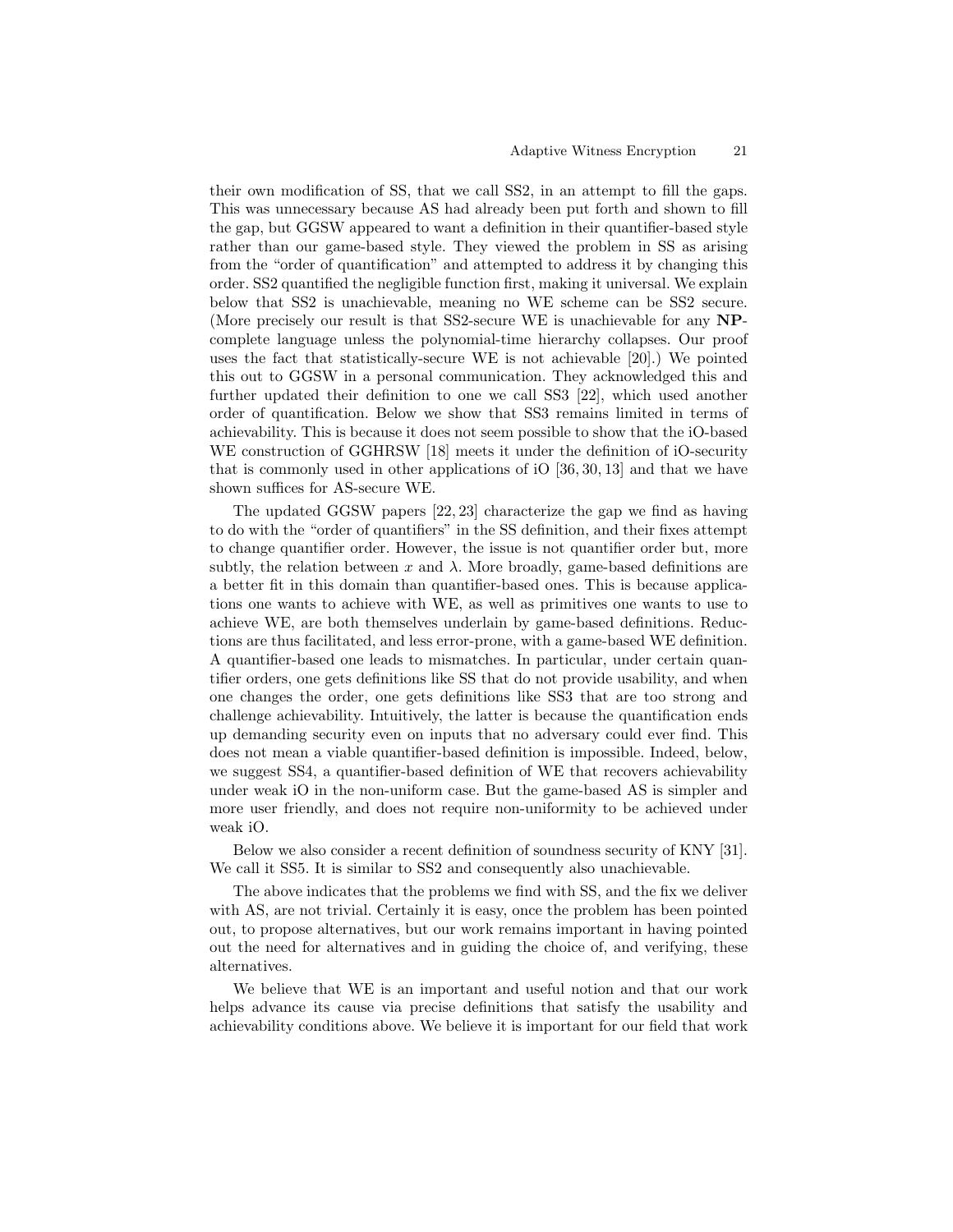their own modification of SS, that we call SS2, in an attempt to fill the gaps. This was unnecessary because AS had already been put forth and shown to fill the gap, but GGSW appeared to want a definition in their quantifier-based style rather than our game-based style. They viewed the problem in SS as arising from the "order of quantification" and attempted to address it by changing this order. SS2 quantified the negligible function first, making it universal. We explain below that SS2 is unachievable, meaning no WE scheme can be SS2 secure. (More precisely our result is that SS2-secure WE is unachievable for any **NP**-complete language unless the polynomial-time hierarchy collapses. Our proof uses the fact that statistically-secure WE is not achievable [20].) We pointed this out to GGSW in a personal communication. They acknowledged this and further updated their definition to one we call SS3 [22], which used another order of quantification. Below we show that SS3 remains limited in terms of achievability. This is because it does not seem possible to show that the iO-based WE construction of GGHRSW [18] meets it under the definition of iO-security that is commonly used in other applications of iO [36, 30, 13] and that we have shown suffices for AS-secure WE.

The updated GGSW papers [22, 23] characterize the gap we find as having to do with the "order of quantifiers" in the SS definition, and their fixes attempt to change quantifier order. However, the issue is not quantifier order but, more subtly, the relation between $x$ and $\lambda$. More broadly, game-based definitions are a better fit in this domain than quantifier-based ones. This is because applications one wants to achieve with WE, as well as primitives one wants to use to achieve WE, are both themselves underlain by game-based definitions. Reductions are thus facilitated, and less error-prone, with a game-based WE definition. A quantifier-based one leads to mismatches. In particular, under certain quantifier orders, one gets definitions like SS that do not provide usability, and when one changes the order, one gets definitions like SS3 that are too strong and challenge achievability. Intuitively, the latter is because the quantification ends up demanding security even on inputs that no adversary could ever find. This does not mean a viable quantifier-based definition is impossible. Indeed, below, we suggest SS4, a quantifier-based definition of WE that recovers achievability under weak iO in the non-uniform case. But the game-based AS is simpler and more user friendly, and does not require non-uniformity to be achieved under weak iO.

Below we also consider a recent definition of soundness security of KNY [31]. We call it SS5. It is similar to SS2 and consequently also unachievable.

The above indicates that the problems we find with SS, and the fix we deliver with AS, are not trivial. Certainly it is easy, once the problem has been pointed out, to propose alternatives, but our work remains important in having pointed out the need for alternatives and in guiding the choice of, and verifying, these alternatives.

We believe that WE is an important and useful notion and that our work helps advance its cause via precise definitions that satisfy the usability and achievability conditions above. We believe it is important for our field that work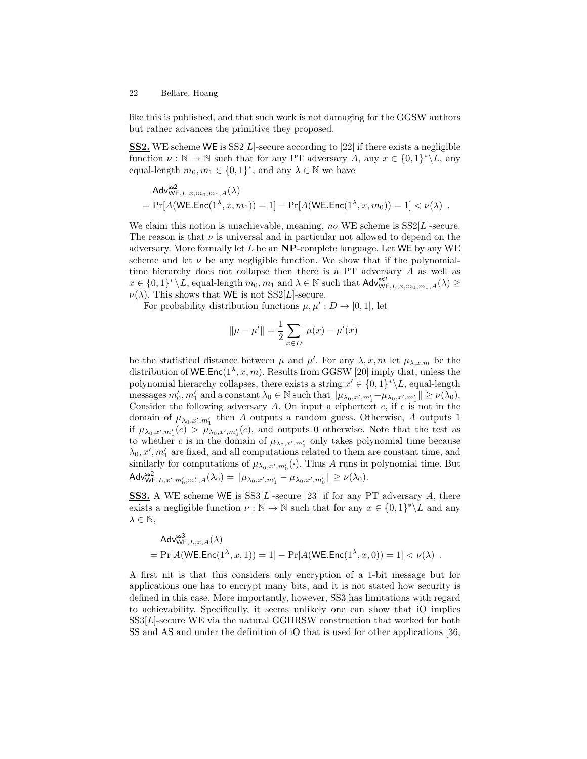like this is published, and that such work is not damaging for the GGSW authors but rather advances the primitive they proposed.

**SS2.** WE scheme $\mathsf{WE}$ is SS2[$L$]-secure according to [22] if there exists a negligible function $\nu : \mathbb{N} \to \mathbb{N}$ such that for any PT adversary $A$, any $x \in \{0,1\}^* \setminus L$, any equal-length $m_0, m_1 \in \{0,1\}^*$, and any $\lambda \in \mathbb{N}$ we have

$$\begin{aligned}
&\mathsf{Adv}^{\mathsf{ss2}}_{\mathsf{WE},L,x,m_0,m_1,A}(\lambda) \\
&= \Pr[A(\mathsf{WE.Enc}(1^\lambda, x, m_1)) = 1] - \Pr[A(\mathsf{WE.Enc}(1^\lambda, x, m_0)) = 1] < \nu(\lambda) \ .
\end{aligned}$$

We claim this notion is unachievable, meaning, *no* WE scheme is SS2[$L$]-secure. The reason is that $\nu$ is universal and in particular not allowed to depend on the adversary. More formally let $L$ be an **NP**-complete language. Let $\mathsf{WE}$ by any WE scheme and let $\nu$ be any negligible function. We show that if the polynomial-time hierarchy does not collapse then there is a PT adversary $A$ as well as $x \in \{0,1\}^* \setminus L$, equal-length $m_0, m_1$ and $\lambda \in \mathbb{N}$ such that $\mathsf{Adv}^{\mathsf{ss2}}_{\mathsf{WE},L,x,m_0,m_1,A}(\lambda) \geq \nu(\lambda)$. This shows that $\mathsf{WE}$ is not SS2[$L$]-secure.

For probability distribution functions $\mu, \mu' : D \to [0,1]$, let

$$\|\mu - \mu'\| = \frac{1}{2} \sum_{x \in D} |\mu(x) - \mu'(x)|$$

be the statistical distance between $\mu$ and $\mu'$. For any $\lambda, x, m$ let $\mu_{\lambda,x,m}$ be the distribution of $\mathsf{WE.Enc}(1^\lambda, x, m)$. Results from GGSW [20] imply that, unless the polynomial hierarchy collapses, there exists a string $x' \in \{0,1\}^* \setminus L$, equal-length messages $m'_0, m'_1$ and a constant $\lambda_0 \in \mathbb{N}$ such that $\|\mu_{\lambda_0,x',m'_1} - \mu_{\lambda_0,x',m'_0}\| \geq \nu(\lambda_0)$. Consider the following adversary $A$. On input a ciphertext $c$, if $c$ is not in the domain of $\mu_{\lambda_0,x',m'_1}$ then $A$ outputs a random guess. Otherwise, $A$ outputs 1 if $\mu_{\lambda_0,x',m'_1}(c) > \mu_{\lambda_0,x',m'_0}(c)$, and outputs 0 otherwise. Note that the test as to whether $c$ is in the domain of $\mu_{\lambda_0,x',m'_1}$ only takes polynomial time because $\lambda_0, x', m'_1$ are fixed, and all computations related to them are constant time, and similarly for computations of $\mu_{\lambda_0,x',m'_0}(\cdot)$. Thus $A$ runs in polynomial time. But $\mathsf{Adv}^{\mathsf{ss2}}_{\mathsf{WE},L,x',m'_0,m'_1,A}(\lambda_0) = \|\mu_{\lambda_0,x',m'_1} - \mu_{\lambda_0,x',m'_0}\| \geq \nu(\lambda_0)$.

**SS3.** A WE scheme $\mathsf{WE}$ is SS3[$L$]-secure [23] if for any PT adversary $A$, there exists a negligible function $\nu : \mathbb{N} \to \mathbb{N}$ such that for any $x \in \{0,1\}^* \setminus L$ and any $\lambda \in \mathbb{N}$,

$$\begin{aligned}
&\mathsf{Adv}^{\mathsf{ss3}}_{\mathsf{WE},L,x,A}(\lambda) \\
&= \Pr[A(\mathsf{WE.Enc}(1^\lambda, x, 1)) = 1] - \Pr[A(\mathsf{WE.Enc}(1^\lambda, x, 0)) = 1] < \nu(\lambda) \ .
\end{aligned}$$

A first nit is that this considers only encryption of a 1-bit message but for applications one has to encrypt many bits, and it is not stated how security is defined in this case. More importantly, however, SS3 has limitations with regard to achievability. Specifically, it seems unlikely one can show that iO implies SS3[$L$]-secure WE via the natural GGHRSW construction that worked for both SS and AS and under the definition of iO that is used for other applications [36,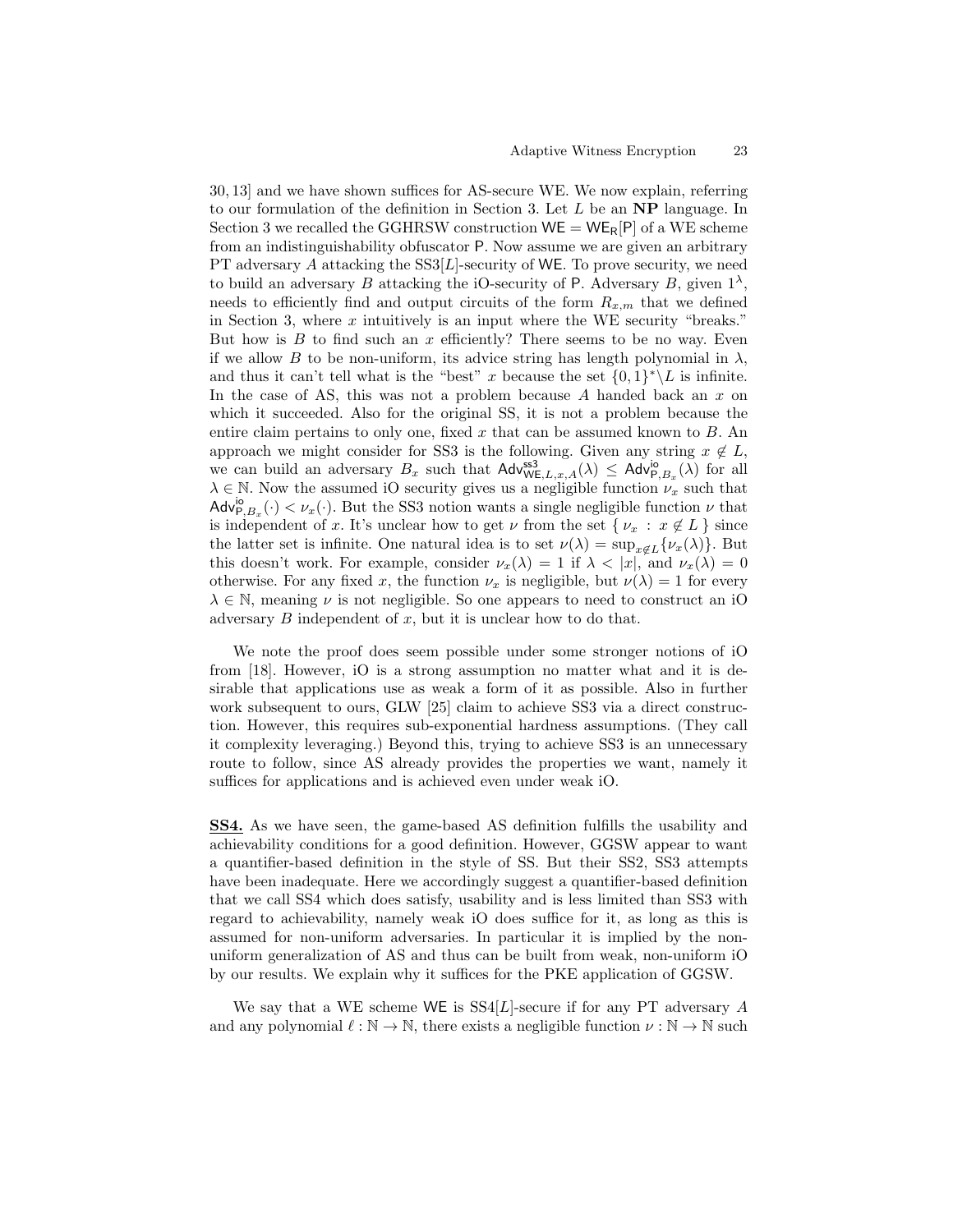30, 13] and we have shown suffices for AS-secure WE. We now explain, referring to our formulation of the definition in Section 3. Let $L$ be an **NP** language. In Section 3 we recalled the GGHRSW construction $\mathsf{WE} = \mathsf{WE}_\mathsf{R}[\mathsf{P}]$ of a WE scheme from an indistinguishability obfuscator $\mathsf{P}$. Now assume we are given an arbitrary PT adversary $A$ attacking the SS3[$L$]-security of $\mathsf{WE}$. To prove security, we need to build an adversary $B$ attacking the iO-security of $\mathsf{P}$. Adversary $B$, given $1^\lambda$, needs to efficiently find and output circuits of the form $R_{x,m}$ that we defined in Section 3, where $x$ intuitively is an input where the WE security "breaks." But how is $B$ to find such an $x$ efficiently? There seems to be no way. Even if we allow $B$ to be non-uniform, its advice string has length polynomial in $\lambda$, and thus it can't tell what is the "best" $x$ because the set $\{0,1\}^* \backslash L$ is infinite. In the case of AS, this was not a problem because $A$ handed back an $x$ on which it succeeded. Also for the original SS, it is not a problem because the entire claim pertains to only one, fixed $x$ that can be assumed known to $B$. An approach we might consider for SS3 is the following. Given any string $x \notin L$, we can build an adversary $B_x$ such that $\mathsf{Adv}^{\mathsf{ss3}}_{\mathsf{WE},L,x,A}(\lambda) \leq \mathsf{Adv}^{\mathsf{io}}_{\mathsf{P},B_x}(\lambda)$ for all $\lambda \in \mathbb{N}$. Now the assumed iO security gives us a negligible function $\nu_x$ such that $\mathsf{Adv}^{\mathsf{io}}_{\mathsf{P},B_x}(\cdot) < \nu_x(\cdot)$. But the SS3 notion wants a single negligible function $\nu$ that is independent of $x$. It's unclear how to get $\nu$ from the set $\{ \nu_x : x \notin L \}$ since the latter set is infinite. One natural idea is to set $\nu(\lambda) = \sup_{x \notin L}\{\nu_x(\lambda)\}$. But this doesn't work. For example, consider $\nu_x(\lambda) = 1$ if $\lambda < |x|$, and $\nu_x(\lambda) = 0$ otherwise. For any fixed $x$, the function $\nu_x$ is negligible, but $\nu(\lambda) = 1$ for every $\lambda \in \mathbb{N}$, meaning $\nu$ is not negligible. So one appears to need to construct an iO adversary $B$ independent of $x$, but it is unclear how to do that.

We note the proof does seem possible under some stronger notions of iO from [18]. However, iO is a strong assumption no matter what and it is desirable that applications use as weak a form of it as possible. Also in further work subsequent to ours, GLW [25] claim to achieve SS3 via a direct construction. However, this requires sub-exponential hardness assumptions. (They call it complexity leveraging.) Beyond this, trying to achieve SS3 is an unnecessary route to follow, since AS already provides the properties we want, namely it suffices for applications and is achieved even under weak iO.

**SS4.** As we have seen, the game-based AS definition fulfills the usability and achievability conditions for a good definition. However, GGSW appear to want a quantifier-based definition in the style of SS. But their SS2, SS3 attempts have been inadequate. Here we accordingly suggest a quantifier-based definition that we call SS4 which does satisfy, usability and is less limited than SS3 with regard to achievability, namely weak iO does suffice for it, as long as this is assumed for non-uniform adversaries. In particular it is implied by the non-uniform generalization of AS and thus can be built from weak, non-uniform iO by our results. We explain why it suffices for the PKE application of GGSW.

We say that a WE scheme $\mathsf{WE}$ is SS4[$L$]-secure if for any PT adversary $A$ and any polynomial $\ell : \mathbb{N} \to \mathbb{N}$, there exists a negligible function $\nu : \mathbb{N} \to \mathbb{N}$ such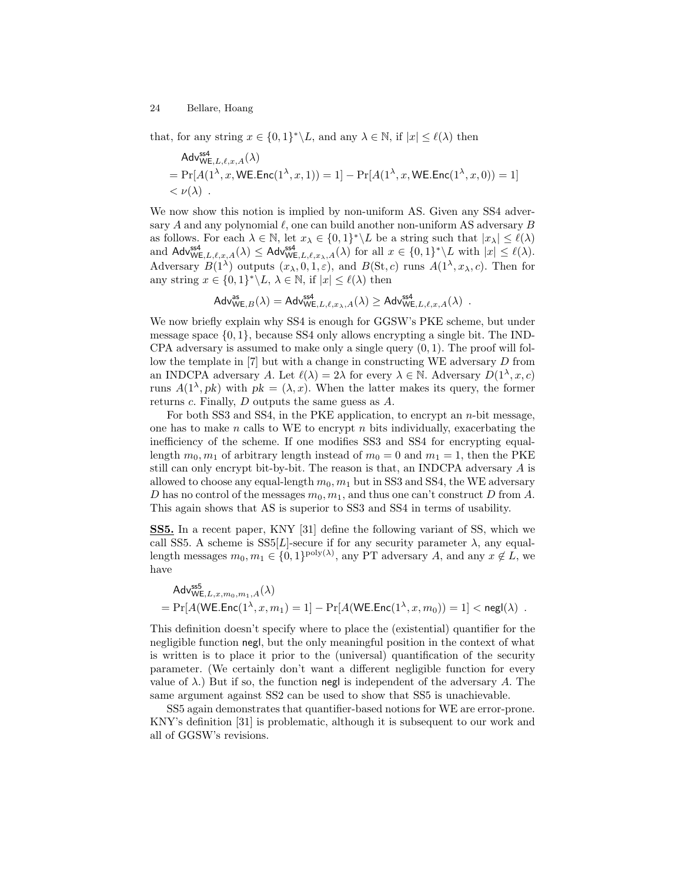that, for any string $x \in \{0,1\}^* \backslash L$, and any $\lambda \in \mathbb{N}$, if $|x| \le \ell(\lambda)$ then

$$
\begin{aligned}
&\mathsf{Adv}^{\mathsf{ss4}}_{\mathsf{WE},L,\ell,x,A}(\lambda) \\
&= \Pr[A(1^\lambda, x, \mathsf{WE.Enc}(1^\lambda, x, 1)) = 1] - \Pr[A(1^\lambda, x, \mathsf{WE.Enc}(1^\lambda, x, 0)) = 1] \\
&< \nu(\lambda) \ .
\end{aligned}
$$

We now show this notion is implied by non-uniform AS. Given any SS4 adversary $A$ and any polynomial $\ell$, one can build another non-uniform AS adversary $B$ as follows. For each $\lambda \in \mathbb{N}$, let $x_\lambda \in \{0,1\}^* \backslash L$ be a string such that $|x_\lambda| \le \ell(\lambda)$ and $\mathsf{Adv}^{\mathsf{ss4}}_{\mathsf{WE},L,x,A}(\lambda) \le \mathsf{Adv}^{\mathsf{ss4}}_{\mathsf{WE},L,\ell,x_\lambda,A}(\lambda)$ for all $x \in \{0,1\}^* \backslash L$ with $|x| \le \ell(\lambda)$. Adversary $B(1^\lambda)$ outputs $(x_\lambda, 0, 1, \varepsilon)$, and $B(\mathrm{St}, c)$ runs $A(1^\lambda, x_\lambda, c)$. Then for any string $x \in \{0,1\}^* \backslash L$, $\lambda \in \mathbb{N}$, if $|x| \le \ell(\lambda)$ then

$$
\mathsf{Adv}^{\mathsf{as}}_{\mathsf{WE},B}(\lambda) = \mathsf{Adv}^{\mathsf{ss4}}_{\mathsf{WE},L,\ell,x_\lambda,A}(\lambda) \ge \mathsf{Adv}^{\mathsf{ss4}}_{\mathsf{WE},L,\ell,x,A}(\lambda) \ .
$$

We now briefly explain why SS4 is enough for GGSW's PKE scheme, but under message space $\{0,1\}$, because SS4 only allows encrypting a single bit. The IND-CPA adversary is assumed to make only a single query $(0,1)$. The proof will follow the template in [7] but with a change in constructing WE adversary $D$ from an INDCPA adversary $A$. Let $\ell(\lambda) = 2\lambda$ for every $\lambda \in \mathbb{N}$. Adversary $D(1^\lambda, x, c)$ runs $A(1^\lambda, pk)$ with $pk = (\lambda, x)$. When the latter makes its query, the former returns $c$. Finally, $D$ outputs the same guess as $A$.

For both SS3 and SS4, in the PKE application, to encrypt an $n$-bit message, one has to make $n$ calls to WE to encrypt $n$ bits individually, exacerbating the inefficiency of the scheme. If one modifies SS3 and SS4 for encrypting equal-length $m_0, m_1$ of arbitrary length instead of $m_0 = 0$ and $m_1 = 1$, then the PKE still can only encrypt bit-by-bit. The reason is that, an INDCPA adversary $A$ is allowed to choose any equal-length $m_0, m_1$ but in SS3 and SS4, the WE adversary $D$ has no control of the messages $m_0, m_1$, and thus one can't construct $D$ from $A$. This again shows that AS is superior to SS3 and SS4 in terms of usability.

**SS5.** In a recent paper, KNY [31] define the following variant of SS, which we call SS5. A scheme is SS5[$L$]-secure if for any security parameter $\lambda$, any equal-length messages $m_0, m_1 \in \{0,1\}^{\mathrm{poly}(\lambda)}$, any PT adversary $A$, and any $x \notin L$, we have

$$
\begin{aligned}
&\mathsf{Adv}^{\mathsf{ss5}}_{\mathsf{WE},L,x,m_0,m_1,A}(\lambda) \\
&= \Pr[A(\mathsf{WE.Enc}(1^\lambda, x, m_1) = 1] - \Pr[A(\mathsf{WE.Enc}(1^\lambda, x, m_0)) = 1] < \mathsf{negl}(\lambda) \ .
\end{aligned}
$$

This definition doesn't specify where to place the (existential) quantifier for the negligible function $\mathsf{negl}$, but the only meaningful position in the context of what is written is to place it prior to the (universal) quantification of the security parameter. (We certainly don't want a different negligible function for every value of $\lambda$.) But if so, the function $\mathsf{negl}$ is independent of the adversary $A$. The same argument against SS2 can be used to show that SS5 is unachievable.

SS5 again demonstrates that quantifier-based notions for WE are error-prone. KNY's definition [31] is problematic, although it is subsequent to our work and all of GGSW's revisions.